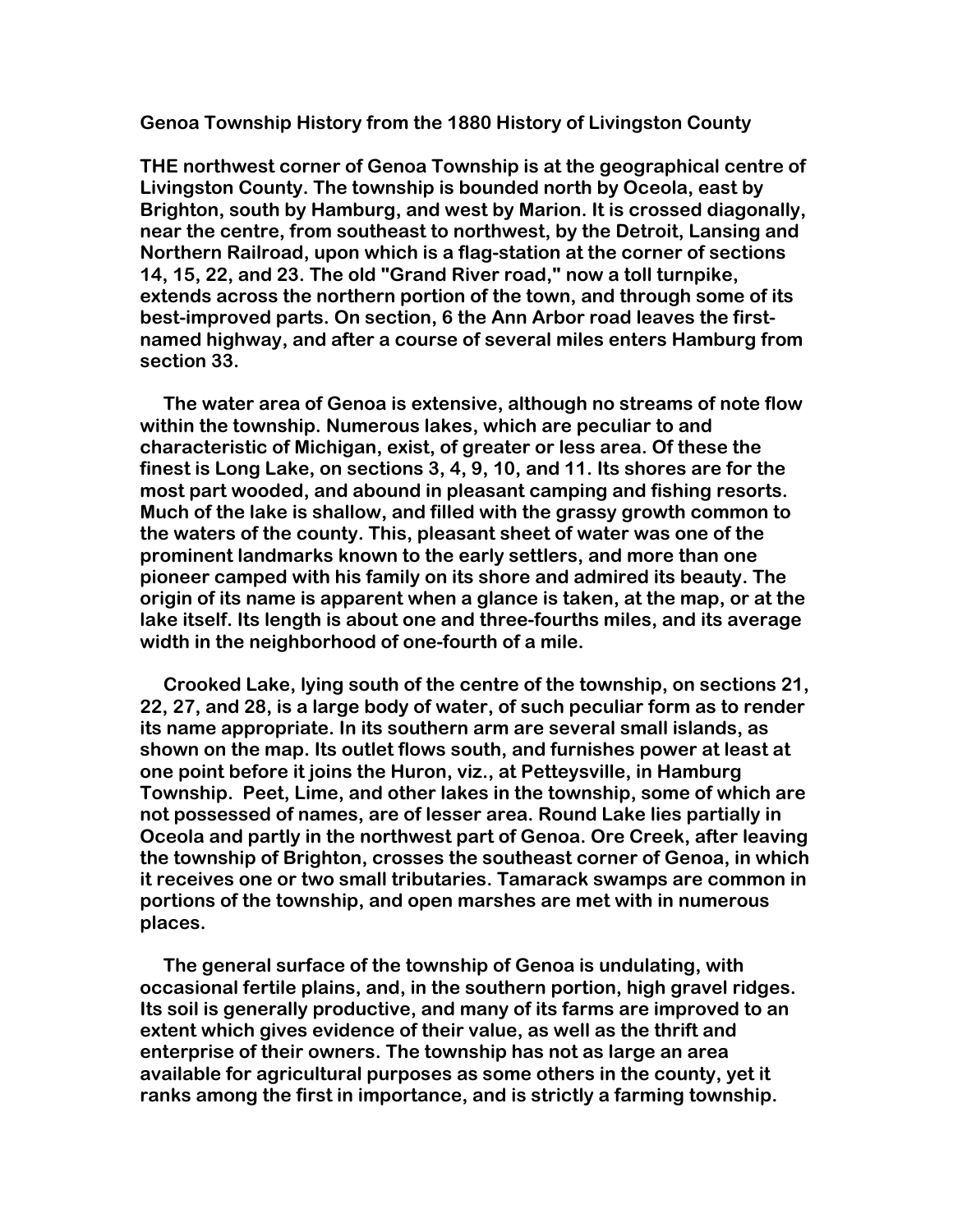# Genoa Township History from the 1880 History of Livingston County

THE northwest corner of Genoa Township is at the geographical centre of Livingston County. The township is bounded north by Oceola, east by Brighton, south by Hamburg, and west by Marion. It is crossed diagonally, near the centre, from southeast to northwest, by the Detroit, Lansing and Northern Railroad, upon which is a flag-station at the corner of sections 14, 15, 22, and 23. The old "Grand River road," now a toll turnpike, extends across the northern portion of the town, and through some of its best-improved parts. On section, 6 the Ann Arbor road leaves the first-named highway, and after a course of several miles enters Hamburg from section 33.

The water area of Genoa is extensive, although no streams of note flow within the township. Numerous lakes, which are peculiar to and characteristic of Michigan, exist, of greater or less area. Of these the finest is Long Lake, on sections 3, 4, 9, 10, and 11. Its shores are for the most part wooded, and abound in pleasant camping and fishing resorts. Much of the lake is shallow, and filled with the grassy growth common to the waters of the county. This, pleasant sheet of water was one of the prominent landmarks known to the early settlers, and more than one pioneer camped with his family on its shore and admired its beauty. The origin of its name is apparent when a glance is taken, at the map, or at the lake itself. Its length is about one and three-fourths miles, and its average width in the neighborhood of one-fourth of a mile.

Crooked Lake, lying south of the centre of the township, on sections 21, 22, 27, and 28, is a large body of water, of such peculiar form as to render its name appropriate. In its southern arm are several small islands, as shown on the map. Its outlet flows south, and furnishes power at least at one point before it joins the Huron, viz., at Petteysville, in Hamburg Township. Peet, Lime, and other lakes in the township, some of which are not possessed of names, are of lesser area. Round Lake lies partially in Oceola and partly in the northwest part of Genoa. Ore Creek, after leaving the township of Brighton, crosses the southeast corner of Genoa, in which it receives one or two small tributaries. Tamarack swamps are common in portions of the township, and open marshes are met with in numerous places.

The general surface of the township of Genoa is undulating, with occasional fertile plains, and, in the southern portion, high gravel ridges. Its soil is generally productive, and many of its farms are improved to an extent which gives evidence of their value, as well as the thrift and enterprise of their owners. The township has not as large an area available for agricultural purposes as some others in the county, yet it ranks among the first in importance, and is strictly a farming township.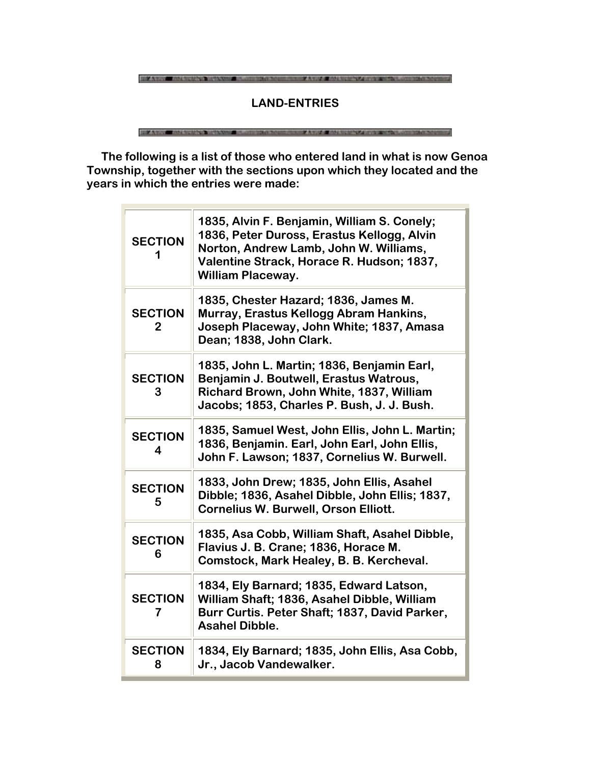## LAND-ENTRIES

The following is a list of those who entered land in what is now Genoa Township, together with the sections upon which they located and the years in which the entries were made:

| | |
|---|---|
| SECTION 1 | 1835, Alvin F. Benjamin, William S. Conely; 1836, Peter Duross, Erastus Kellogg, Alvin Norton, Andrew Lamb, John W. Williams, Valentine Strack, Horace R. Hudson; 1837, William Placeway. |
| SECTION 2 | 1835, Chester Hazard; 1836, James M. Murray, Erastus Kellogg Abram Hankins, Joseph Placeway, John White; 1837, Amasa Dean; 1838, John Clark. |
| SECTION 3 | 1835, John L. Martin; 1836, Benjamin Earl, Benjamin J. Boutwell, Erastus Watrous, Richard Brown, John White, 1837, William Jacobs; 1853, Charles P. Bush, J. J. Bush. |
| SECTION 4 | 1835, Samuel West, John Ellis, John L. Martin; 1836, Benjamin. Earl, John Earl, John Ellis, John F. Lawson; 1837, Cornelius W. Burwell. |
| SECTION 5 | 1833, John Drew; 1835, John Ellis, Asahel Dibble; 1836, Asahel Dibble, John Ellis; 1837, Cornelius W. Burwell, Orson Elliott. |
| SECTION 6 | 1835, Asa Cobb, William Shaft, Asahel Dibble, Flavius J. B. Crane; 1836, Horace M. Comstock, Mark Healey, B. B. Kercheval. |
| SECTION 7 | 1834, Ely Barnard; 1835, Edward Latson, William Shaft; 1836, Asahel Dibble, William Burr Curtis. Peter Shaft; 1837, David Parker, Asahel Dibble. |
| SECTION 8 | 1834, Ely Barnard; 1835, John Ellis, Asa Cobb, Jr., Jacob Vandewalker. |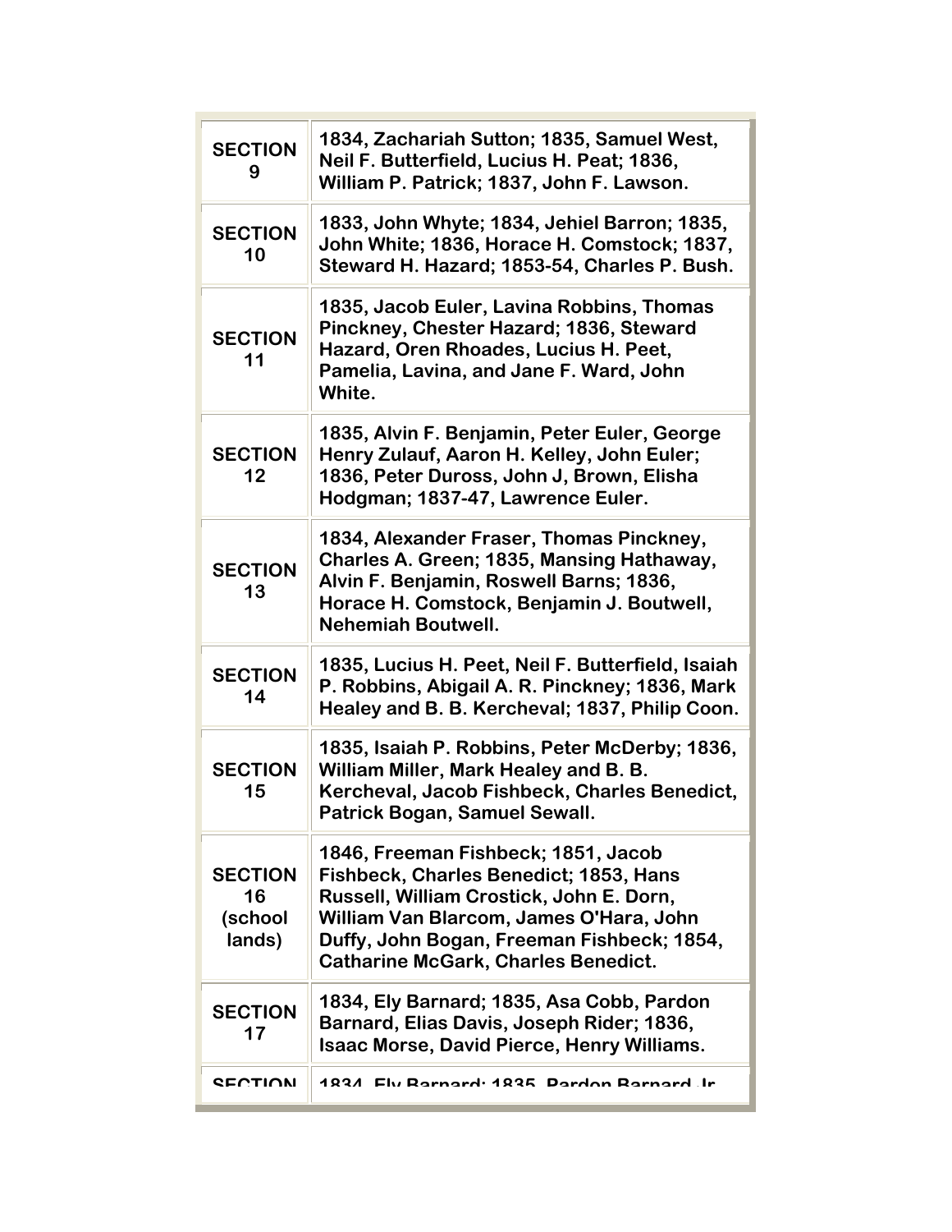| | |
|---|---|
| SECTION 9 | 1834, Zachariah Sutton; 1835, Samuel West, Neil F. Butterfield, Lucius H. Peat; 1836, William P. Patrick; 1837, John F. Lawson. |
| SECTION 10 | 1833, John Whyte; 1834, Jehiel Barron; 1835, John White; 1836, Horace H. Comstock; 1837, Steward H. Hazard; 1853-54, Charles P. Bush. |
| SECTION 11 | 1835, Jacob Euler, Lavina Robbins, Thomas Pinckney, Chester Hazard; 1836, Steward Hazard, Oren Rhoades, Lucius H. Peet, Pamelia, Lavina, and Jane F. Ward, John White. |
| SECTION 12 | 1835, Alvin F. Benjamin, Peter Euler, George Henry Zulauf, Aaron H. Kelley, John Euler; 1836, Peter Duross, John J, Brown, Elisha Hodgman; 1837-47, Lawrence Euler. |
| SECTION 13 | 1834, Alexander Fraser, Thomas Pinckney, Charles A. Green; 1835, Mansing Hathaway, Alvin F. Benjamin, Roswell Barns; 1836, Horace H. Comstock, Benjamin J. Boutwell, Nehemiah Boutwell. |
| SECTION 14 | 1835, Lucius H. Peet, Neil F. Butterfield, Isaiah P. Robbins, Abigail A. R. Pinckney; 1836, Mark Healey and B. B. Kercheval; 1837, Philip Coon. |
| SECTION 15 | 1835, Isaiah P. Robbins, Peter McDerby; 1836, William Miller, Mark Healey and B. B. Kercheval, Jacob Fishbeck, Charles Benedict, Patrick Bogan, Samuel Sewall. |
| SECTION 16 (school lands) | 1846, Freeman Fishbeck; 1851, Jacob Fishbeck, Charles Benedict; 1853, Hans Russell, William Crostick, John E. Dorn, William Van Blarcom, James O'Hara, John Duffy, John Bogan, Freeman Fishbeck; 1854, Catharine McGark, Charles Benedict. |
| SECTION 17 | 1834, Ely Barnard; 1835, Asa Cobb, Pardon Barnard, Elias Davis, Joseph Rider; 1836, Isaac Morse, David Pierce, Henry Williams. |
| SECTION | 1834, Ely Barnard; 1835, Pardon Barnard Jr |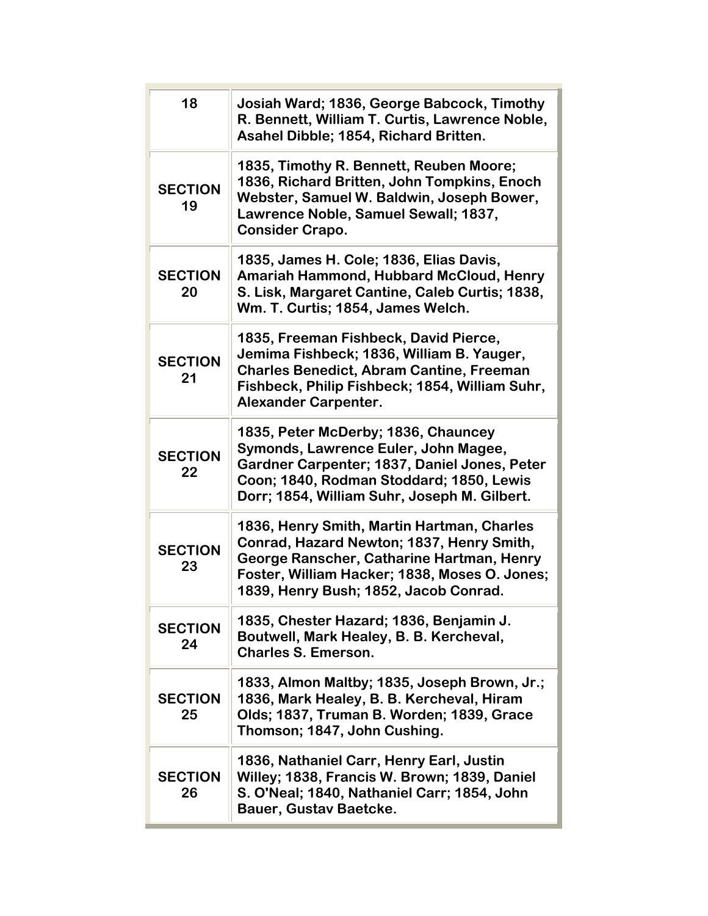| | |
|---|---|
| 18 | Josiah Ward; 1836, George Babcock, Timothy R. Bennett, William T. Curtis, Lawrence Noble, Asahel Dibble; 1854, Richard Britten. |
| SECTION 19 | 1835, Timothy R. Bennett, Reuben Moore; 1836, Richard Britten, John Tompkins, Enoch Webster, Samuel W. Baldwin, Joseph Bower, Lawrence Noble, Samuel Sewall; 1837, Consider Crapo. |
| SECTION 20 | 1835, James H. Cole; 1836, Elias Davis, Amariah Hammond, Hubbard McCloud, Henry S. Lisk, Margaret Cantine, Caleb Curtis; 1838, Wm. T. Curtis; 1854, James Welch. |
| SECTION 21 | 1835, Freeman Fishbeck, David Pierce, Jemima Fishbeck; 1836, William B. Yauger, Charles Benedict, Abram Cantine, Freeman Fishbeck, Philip Fishbeck; 1854, William Suhr, Alexander Carpenter. |
| SECTION 22 | 1835, Peter McDerby; 1836, Chauncey Symonds, Lawrence Euler, John Magee, Gardner Carpenter; 1837, Daniel Jones, Peter Coon; 1840, Rodman Stoddard; 1850, Lewis Dorr; 1854, William Suhr, Joseph M. Gilbert. |
| SECTION 23 | 1836, Henry Smith, Martin Hartman, Charles Conrad, Hazard Newton; 1837, Henry Smith, George Ranscher, Catharine Hartman, Henry Foster, William Hacker; 1838, Moses O. Jones; 1839, Henry Bush; 1852, Jacob Conrad. |
| SECTION 24 | 1835, Chester Hazard; 1836, Benjamin J. Boutwell, Mark Healey, B. B. Kercheval, Charles S. Emerson. |
| SECTION 25 | 1833, Almon Maltby; 1835, Joseph Brown, Jr.; 1836, Mark Healey, B. B. Kercheval, Hiram Olds; 1837, Truman B. Worden; 1839, Grace Thomson; 1847, John Cushing. |
| SECTION 26 | 1836, Nathaniel Carr, Henry Earl, Justin Willey; 1838, Francis W. Brown; 1839, Daniel S. O'Neal; 1840, Nathaniel Carr; 1854, John Bauer, Gustav Baetcke. |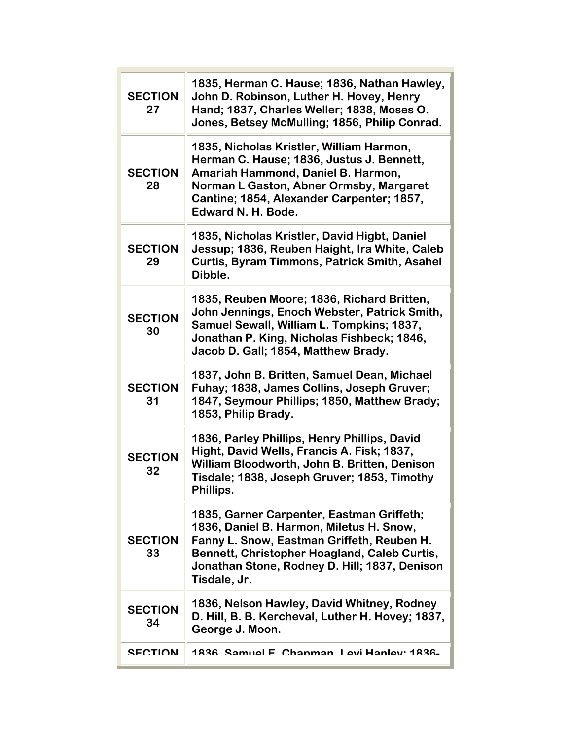| | |
|---|---|
| SECTION 27 | 1835, Herman C. Hause; 1836, Nathan Hawley, John D. Robinson, Luther H. Hovey, Henry Hand; 1837, Charles Weller; 1838, Moses O. Jones, Betsey McMulling; 1856, Philip Conrad. |
| SECTION 28 | 1835, Nicholas Kristler, William Harmon, Herman C. Hause; 1836, Justus J. Bennett, Amariah Hammond, Daniel B. Harmon, Norman L Gaston, Abner Ormsby, Margaret Cantine; 1854, Alexander Carpenter; 1857, Edward N. H. Bode. |
| SECTION 29 | 1835, Nicholas Kristler, David Higbt, Daniel Jessup; 1836, Reuben Haight, Ira White, Caleb Curtis, Byram Timmons, Patrick Smith, Asahel Dibble. |
| SECTION 30 | 1835, Reuben Moore; 1836, Richard Britten, John Jennings, Enoch Webster, Patrick Smith, Samuel Sewall, William L. Tompkins; 1837, Jonathan P. King, Nicholas Fishbeck; 1846, Jacob D. Gall; 1854, Matthew Brady. |
| SECTION 31 | 1837, John B. Britten, Samuel Dean, Michael Fuhay; 1838, James Collins, Joseph Gruver; 1847, Seymour Phillips; 1850, Matthew Brady; 1853, Philip Brady. |
| SECTION 32 | 1836, Parley Phillips, Henry Phillips, David Hight, David Wells, Francis A. Fisk; 1837, William Bloodworth, John B. Britten, Denison Tisdale; 1838, Joseph Gruver; 1853, Timothy Phillips. |
| SECTION 33 | 1835, Garner Carpenter, Eastman Griffeth; 1836, Daniel B. Harmon, Miletus H. Snow, Fanny L. Snow, Eastman Griffeth, Reuben H. Bennett, Christopher Hoagland, Caleb Curtis, Jonathan Stone, Rodney D. Hill; 1837, Denison Tisdale, Jr. |
| SECTION 34 | 1836, Nelson Hawley, David Whitney, Rodney D. Hill, B. B. Kercheval, Luther H. Hovey; 1837, George J. Moon. |
| SECTION | 1836, Samuel F. Chapman, Levi Hanley; 1836- |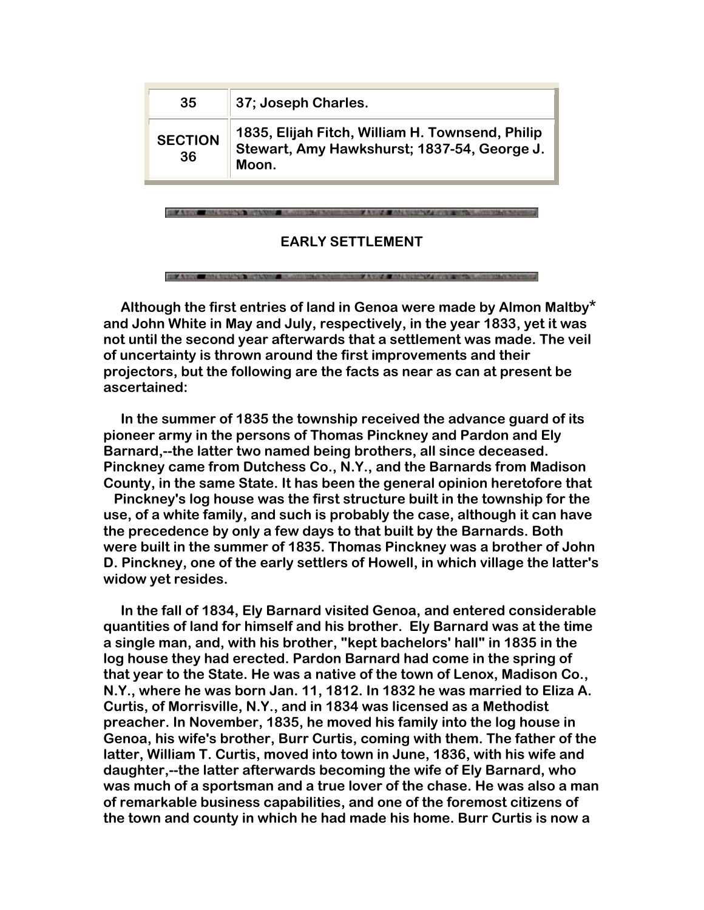| 35 | 37; Joseph Charles. |
| --- | --- |
| SECTION 36 | 1835, Elijah Fitch, William H. Townsend, Philip Stewart, Amy Hawkshurst; 1837-54, George J. Moon. |

## EARLY SETTLEMENT

Although the first entries of land in Genoa were made by Almon Maltby* and John White in May and July, respectively, in the year 1833, yet it was not until the second year afterwards that a settlement was made. The veil of uncertainty is thrown around the first improvements and their projectors, but the following are the facts as near as can at present be ascertained:

In the summer of 1835 the township received the advance guard of its pioneer army in the persons of Thomas Pinckney and Pardon and Ely Barnard,--the latter two named being brothers, all since deceased. Pinckney came from Dutchess Co., N.Y., and the Barnards from Madison County, in the same State. It has been the general opinion heretofore that Pinckney's log house was the first structure built in the township for the use, of a white family, and such is probably the case, although it can have the precedence by only a few days to that built by the Barnards. Both were built in the summer of 1835. Thomas Pinckney was a brother of John D. Pinckney, one of the early settlers of Howell, in which village the latter's widow yet resides.

In the fall of 1834, Ely Barnard visited Genoa, and entered considerable quantities of land for himself and his brother. Ely Barnard was at the time a single man, and, with his brother, "kept bachelors' hall" in 1835 in the log house they had erected. Pardon Barnard had come in the spring of that year to the State. He was a native of the town of Lenox, Madison Co., N.Y., where he was born Jan. 11, 1812. In 1832 he was married to Eliza A. Curtis, of Morrisville, N.Y., and in 1834 was licensed as a Methodist preacher. In November, 1835, he moved his family into the log house in Genoa, his wife's brother, Burr Curtis, coming with them. The father of the latter, William T. Curtis, moved into town in June, 1836, with his wife and daughter,--the latter afterwards becoming the wife of Ely Barnard, who was much of a sportsman and a true lover of the chase. He was also a man of remarkable business capabilities, and one of the foremost citizens of the town and county in which he had made his home. Burr Curtis is now a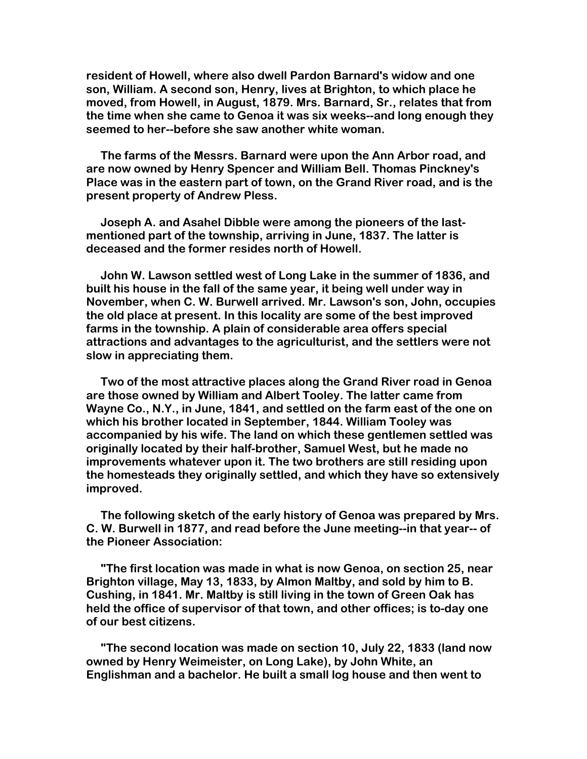resident of Howell, where also dwell Pardon Barnard's widow and one son, William. A second son, Henry, lives at Brighton, to which place he moved, from Howell, in August, 1879. Mrs. Barnard, Sr., relates that from the time when she came to Genoa it was six weeks--and long enough they seemed to her--before she saw another white woman.

The farms of the Messrs. Barnard were upon the Ann Arbor road, and are now owned by Henry Spencer and William Bell. Thomas Pinckney's Place was in the eastern part of town, on the Grand River road, and is the present property of Andrew Pless.

Joseph A. and Asahel Dibble were among the pioneers of the last-mentioned part of the township, arriving in June, 1837. The latter is deceased and the former resides north of Howell.

John W. Lawson settled west of Long Lake in the summer of 1836, and built his house in the fall of the same year, it being well under way in November, when C. W. Burwell arrived. Mr. Lawson's son, John, occupies the old place at present. In this locality are some of the best improved farms in the township. A plain of considerable area offers special attractions and advantages to the agriculturist, and the settlers were not slow in appreciating them.

Two of the most attractive places along the Grand River road in Genoa are those owned by William and Albert Tooley. The latter came from Wayne Co., N.Y., in June, 1841, and settled on the farm east of the one on which his brother located in September, 1844. William Tooley was accompanied by his wife. The land on which these gentlemen settled was originally located by their half-brother, Samuel West, but he made no improvements whatever upon it. The two brothers are still residing upon the homesteads they originally settled, and which they have so extensively improved.

The following sketch of the early history of Genoa was prepared by Mrs. C. W. Burwell in 1877, and read before the June meeting--in that year-- of the Pioneer Association:

"The first location was made in what is now Genoa, on section 25, near Brighton village, May 13, 1833, by Almon Maltby, and sold by him to B. Cushing, in 1841. Mr. Maltby is still living in the town of Green Oak has held the office of supervisor of that town, and other offices; is to-day one of our best citizens.

"The second location was made on section 10, July 22, 1833 (land now owned by Henry Weimeister, on Long Lake), by John White, an Englishman and a bachelor. He built a small log house and then went to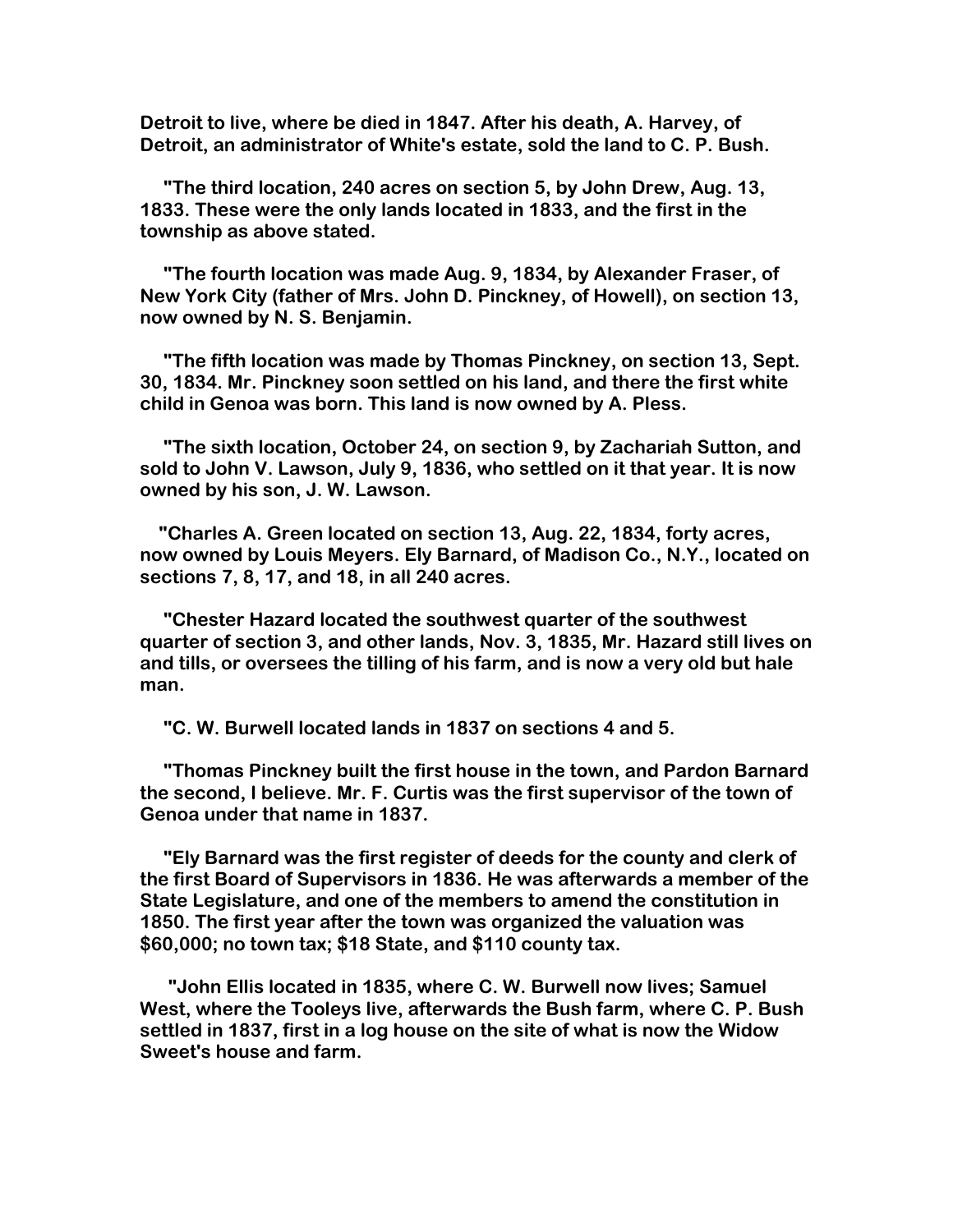Detroit to live, where be died in 1847. After his death, A. Harvey, of Detroit, an administrator of White's estate, sold the land to C. P. Bush.

"The third location, 240 acres on section 5, by John Drew, Aug. 13, 1833. These were the only lands located in 1833, and the first in the township as above stated.

"The fourth location was made Aug. 9, 1834, by Alexander Fraser, of New York City (father of Mrs. John D. Pinckney, of Howell), on section 13, now owned by N. S. Benjamin.

"The fifth location was made by Thomas Pinckney, on section 13, Sept. 30, 1834. Mr. Pinckney soon settled on his land, and there the first white child in Genoa was born. This land is now owned by A. Pless.

"The sixth location, October 24, on section 9, by Zachariah Sutton, and sold to John V. Lawson, July 9, 1836, who settled on it that year. It is now owned by his son, J. W. Lawson.

"Charles A. Green located on section 13, Aug. 22, 1834, forty acres, now owned by Louis Meyers. Ely Barnard, of Madison Co., N.Y., located on sections 7, 8, 17, and 18, in all 240 acres.

"Chester Hazard located the southwest quarter of the southwest quarter of section 3, and other lands, Nov. 3, 1835, Mr. Hazard still lives on and tills, or oversees the tilling of his farm, and is now a very old but hale man.

"C. W. Burwell located lands in 1837 on sections 4 and 5.

"Thomas Pinckney built the first house in the town, and Pardon Barnard the second, I believe. Mr. F. Curtis was the first supervisor of the town of Genoa under that name in 1837.

"Ely Barnard was the first register of deeds for the county and clerk of the first Board of Supervisors in 1836. He was afterwards a member of the State Legislature, and one of the members to amend the constitution in 1850. The first year after the town was organized the valuation was $60,000; no town tax; $18 State, and $110 county tax.

"John Ellis located in 1835, where C. W. Burwell now lives; Samuel West, where the Tooleys live, afterwards the Bush farm, where C. P. Bush settled in 1837, first in a log house on the site of what is now the Widow Sweet's house and farm.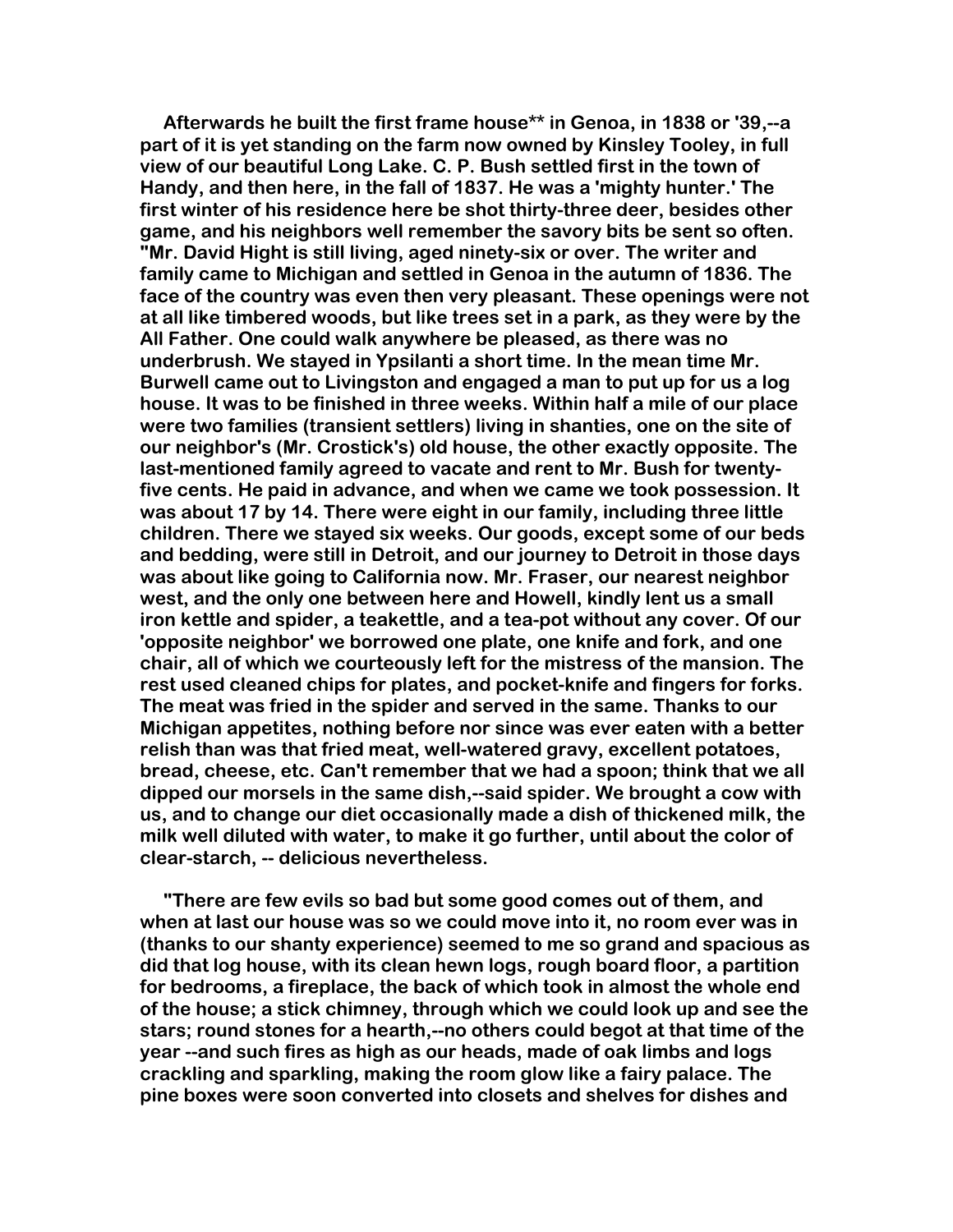Afterwards he built the first frame house** in Genoa, in 1838 or '39,--a part of it is yet standing on the farm now owned by Kinsley Tooley, in full view of our beautiful Long Lake. C. P. Bush settled first in the town of Handy, and then here, in the fall of 1837. He was a 'mighty hunter.' The first winter of his residence here be shot thirty-three deer, besides other game, and his neighbors well remember the savory bits be sent so often. "Mr. David Hight is still living, aged ninety-six or over. The writer and family came to Michigan and settled in Genoa in the autumn of 1836. The face of the country was even then very pleasant. These openings were not at all like timbered woods, but like trees set in a park, as they were by the All Father. One could walk anywhere be pleased, as there was no underbrush. We stayed in Ypsilanti a short time. In the mean time Mr. Burwell came out to Livingston and engaged a man to put up for us a log house. It was to be finished in three weeks. Within half a mile of our place were two families (transient settlers) living in shanties, one on the site of our neighbor's (Mr. Crostick's) old house, the other exactly opposite. The last-mentioned family agreed to vacate and rent to Mr. Bush for twenty-five cents. He paid in advance, and when we came we took possession. It was about 17 by 14. There were eight in our family, including three little children. There we stayed six weeks. Our goods, except some of our beds and bedding, were still in Detroit, and our journey to Detroit in those days was about like going to California now. Mr. Fraser, our nearest neighbor west, and the only one between here and Howell, kindly lent us a small iron kettle and spider, a teakettle, and a tea-pot without any cover. Of our 'opposite neighbor' we borrowed one plate, one knife and fork, and one chair, all of which we courteously left for the mistress of the mansion. The rest used cleaned chips for plates, and pocket-knife and fingers for forks. The meat was fried in the spider and served in the same. Thanks to our Michigan appetites, nothing before nor since was ever eaten with a better relish than was that fried meat, well-watered gravy, excellent potatoes, bread, cheese, etc. Can't remember that we had a spoon; think that we all dipped our morsels in the same dish,--said spider. We brought a cow with us, and to change our diet occasionally made a dish of thickened milk, the milk well diluted with water, to make it go further, until about the color of clear-starch, -- delicious nevertheless.

"There are few evils so bad but some good comes out of them, and when at last our house was so we could move into it, no room ever was in (thanks to our shanty experience) seemed to me so grand and spacious as did that log house, with its clean hewn logs, rough board floor, a partition for bedrooms, a fireplace, the back of which took in almost the whole end of the house; a stick chimney, through which we could look up and see the stars; round stones for a hearth,--no others could begot at that time of the year --and such fires as high as our heads, made of oak limbs and logs crackling and sparkling, making the room glow like a fairy palace. The pine boxes were soon converted into closets and shelves for dishes and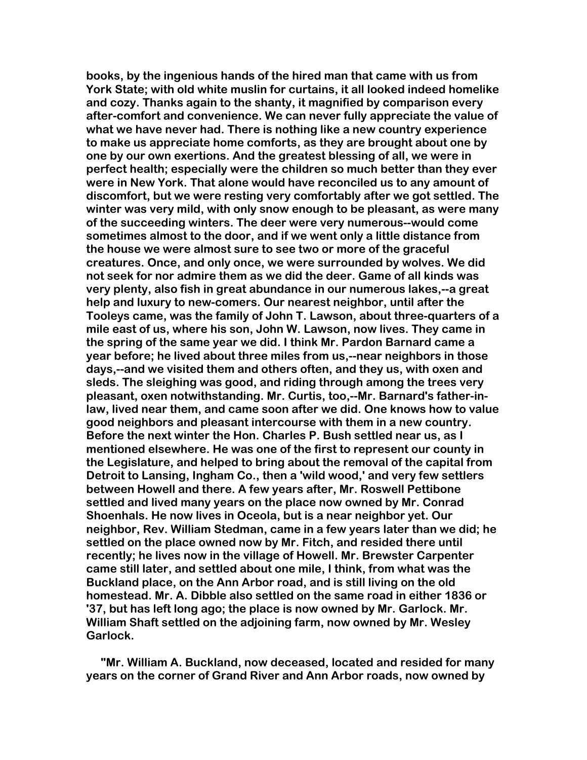books, by the ingenious hands of the hired man that came with us from York State; with old white muslin for curtains, it all looked indeed homelike and cozy. Thanks again to the shanty, it magnified by comparison every after-comfort and convenience. We can never fully appreciate the value of what we have never had. There is nothing like a new country experience to make us appreciate home comforts, as they are brought about one by one by our own exertions. And the greatest blessing of all, we were in perfect health; especially were the children so much better than they ever were in New York. That alone would have reconciled us to any amount of discomfort, but we were resting very comfortably after we got settled. The winter was very mild, with only snow enough to be pleasant, as were many of the succeeding winters. The deer were very numerous--would come sometimes almost to the door, and if we went only a little distance from the house we were almost sure to see two or more of the graceful creatures. Once, and only once, we were surrounded by wolves. We did not seek for nor admire them as we did the deer. Game of all kinds was very plenty, also fish in great abundance in our numerous lakes,--a great help and luxury to new-comers. Our nearest neighbor, until after the Tooleys came, was the family of John T. Lawson, about three-quarters of a mile east of us, where his son, John W. Lawson, now lives. They came in the spring of the same year we did. I think Mr. Pardon Barnard came a year before; he lived about three miles from us,--near neighbors in those days,--and we visited them and others often, and they us, with oxen and sleds. The sleighing was good, and riding through among the trees very pleasant, oxen notwithstanding. Mr. Curtis, too,--Mr. Barnard's father-in-law, lived near them, and came soon after we did. One knows how to value good neighbors and pleasant intercourse with them in a new country. Before the next winter the Hon. Charles P. Bush settled near us, as I mentioned elsewhere. He was one of the first to represent our county in the Legislature, and helped to bring about the removal of the capital from Detroit to Lansing, Ingham Co., then a 'wild wood,' and very few settlers between Howell and there. A few years after, Mr. Roswell Pettibone settled and lived many years on the place now owned by Mr. Conrad Shoenhals. He now lives in Oceola, but is a near neighbor yet. Our neighbor, Rev. William Stedman, came in a few years later than we did; he settled on the place owned now by Mr. Fitch, and resided there until recently; he lives now in the village of Howell. Mr. Brewster Carpenter came still later, and settled about one mile, I think, from what was the Buckland place, on the Ann Arbor road, and is still living on the old homestead. Mr. A. Dibble also settled on the same road in either 1836 or '37, but has left long ago; the place is now owned by Mr. Garlock. Mr. William Shaft settled on the adjoining farm, now owned by Mr. Wesley Garlock.

"Mr. William A. Buckland, now deceased, located and resided for many years on the corner of Grand River and Ann Arbor roads, now owned by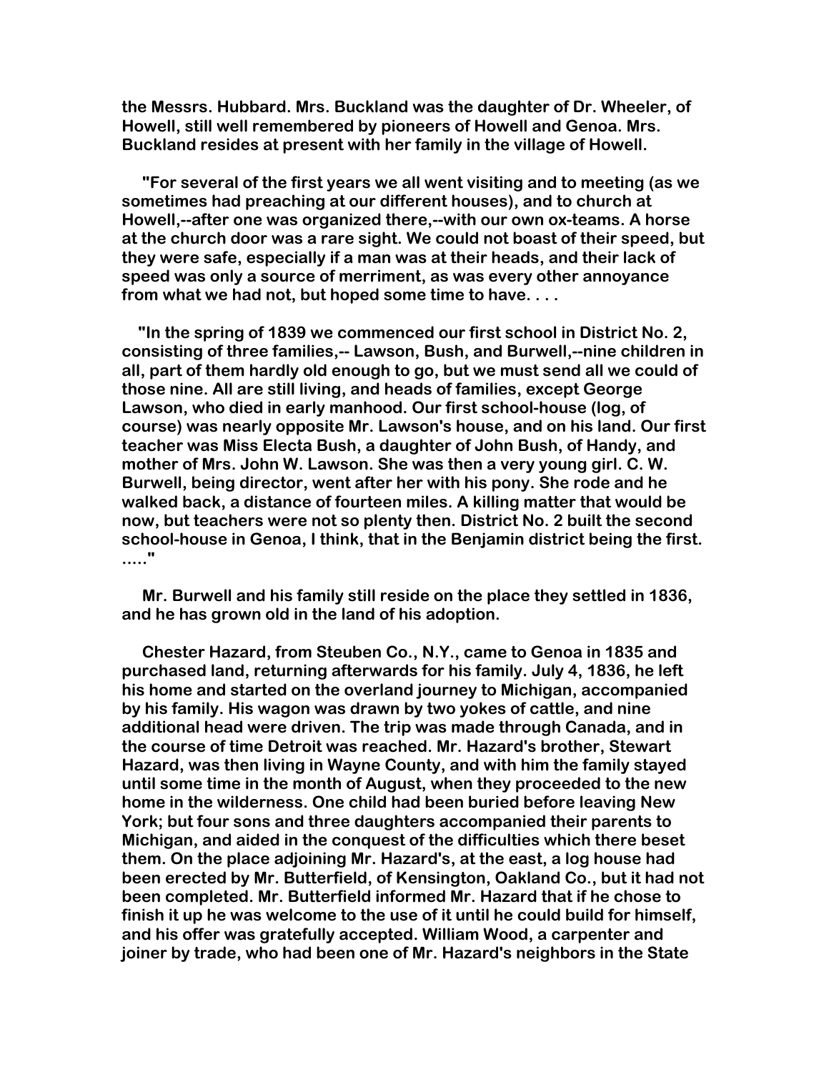the Messrs. Hubbard. Mrs. Buckland was the daughter of Dr. Wheeler, of Howell, still well remembered by pioneers of Howell and Genoa. Mrs. Buckland resides at present with her family in the village of Howell.

"For several of the first years we all went visiting and to meeting (as we sometimes had preaching at our different houses), and to church at Howell,--after one was organized there,--with our own ox-teams. A horse at the church door was a rare sight. We could not boast of their speed, but they were safe, especially if a man was at their heads, and their lack of speed was only a source of merriment, as was every other annoyance from what we had not, but hoped some time to have. . . .

"In the spring of 1839 we commenced our first school in District No. 2, consisting of three families,-- Lawson, Bush, and Burwell,--nine children in all, part of them hardly old enough to go, but we must send all we could of those nine. All are still living, and heads of families, except George Lawson, who died in early manhood. Our first school-house (log, of course) was nearly opposite Mr. Lawson's house, and on his land. Our first teacher was Miss Electa Bush, a daughter of John Bush, of Handy, and mother of Mrs. John W. Lawson. She was then a very young girl. C. W. Burwell, being director, went after her with his pony. She rode and he walked back, a distance of fourteen miles. A killing matter that would be now, but teachers were not so plenty then. District No. 2 built the second school-house in Genoa, I think, that in the Benjamin district being the first. ....."

Mr. Burwell and his family still reside on the place they settled in 1836, and he has grown old in the land of his adoption.

Chester Hazard, from Steuben Co., N.Y., came to Genoa in 1835 and purchased land, returning afterwards for his family. July 4, 1836, he left his home and started on the overland journey to Michigan, accompanied by his family. His wagon was drawn by two yokes of cattle, and nine additional head were driven. The trip was made through Canada, and in the course of time Detroit was reached. Mr. Hazard's brother, Stewart Hazard, was then living in Wayne County, and with him the family stayed until some time in the month of August, when they proceeded to the new home in the wilderness. One child had been buried before leaving New York; but four sons and three daughters accompanied their parents to Michigan, and aided in the conquest of the difficulties which there beset them. On the place adjoining Mr. Hazard's, at the east, a log house had been erected by Mr. Butterfield, of Kensington, Oakland Co., but it had not been completed. Mr. Butterfield informed Mr. Hazard that if he chose to finish it up he was welcome to the use of it until he could build for himself, and his offer was gratefully accepted. William Wood, a carpenter and joiner by trade, who had been one of Mr. Hazard's neighbors in the State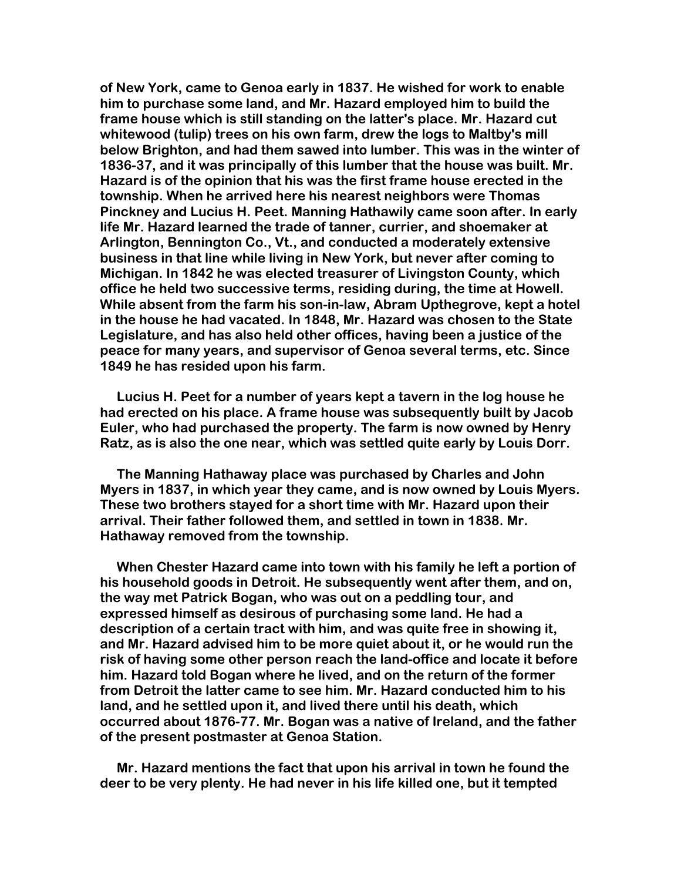of New York, came to Genoa early in 1837. He wished for work to enable him to purchase some land, and Mr. Hazard employed him to build the frame house which is still standing on the latter's place. Mr. Hazard cut whitewood (tulip) trees on his own farm, drew the logs to Maltby's mill below Brighton, and had them sawed into lumber. This was in the winter of 1836-37, and it was principally of this lumber that the house was built. Mr. Hazard is of the opinion that his was the first frame house erected in the township. When he arrived here his nearest neighbors were Thomas Pinckney and Lucius H. Peet. Manning Hathawily came soon after. In early life Mr. Hazard learned the trade of tanner, currier, and shoemaker at Arlington, Bennington Co., Vt., and conducted a moderately extensive business in that line while living in New York, but never after coming to Michigan. In 1842 he was elected treasurer of Livingston County, which office he held two successive terms, residing during, the time at Howell. While absent from the farm his son-in-law, Abram Upthegrove, kept a hotel in the house he had vacated. In 1848, Mr. Hazard was chosen to the State Legislature, and has also held other offices, having been a justice of the peace for many years, and supervisor of Genoa several terms, etc. Since 1849 he has resided upon his farm.

Lucius H. Peet for a number of years kept a tavern in the log house he had erected on his place. A frame house was subsequently built by Jacob Euler, who had purchased the property. The farm is now owned by Henry Ratz, as is also the one near, which was settled quite early by Louis Dorr.

The Manning Hathaway place was purchased by Charles and John Myers in 1837, in which year they came, and is now owned by Louis Myers. These two brothers stayed for a short time with Mr. Hazard upon their arrival. Their father followed them, and settled in town in 1838. Mr. Hathaway removed from the township.

When Chester Hazard came into town with his family he left a portion of his household goods in Detroit. He subsequently went after them, and on, the way met Patrick Bogan, who was out on a peddling tour, and expressed himself as desirous of purchasing some land. He had a description of a certain tract with him, and was quite free in showing it, and Mr. Hazard advised him to be more quiet about it, or he would run the risk of having some other person reach the land-office and locate it before him. Hazard told Bogan where he lived, and on the return of the former from Detroit the latter came to see him. Mr. Hazard conducted him to his land, and he settled upon it, and lived there until his death, which occurred about 1876-77. Mr. Bogan was a native of Ireland, and the father of the present postmaster at Genoa Station.

Mr. Hazard mentions the fact that upon his arrival in town he found the deer to be very plenty. He had never in his life killed one, but it tempted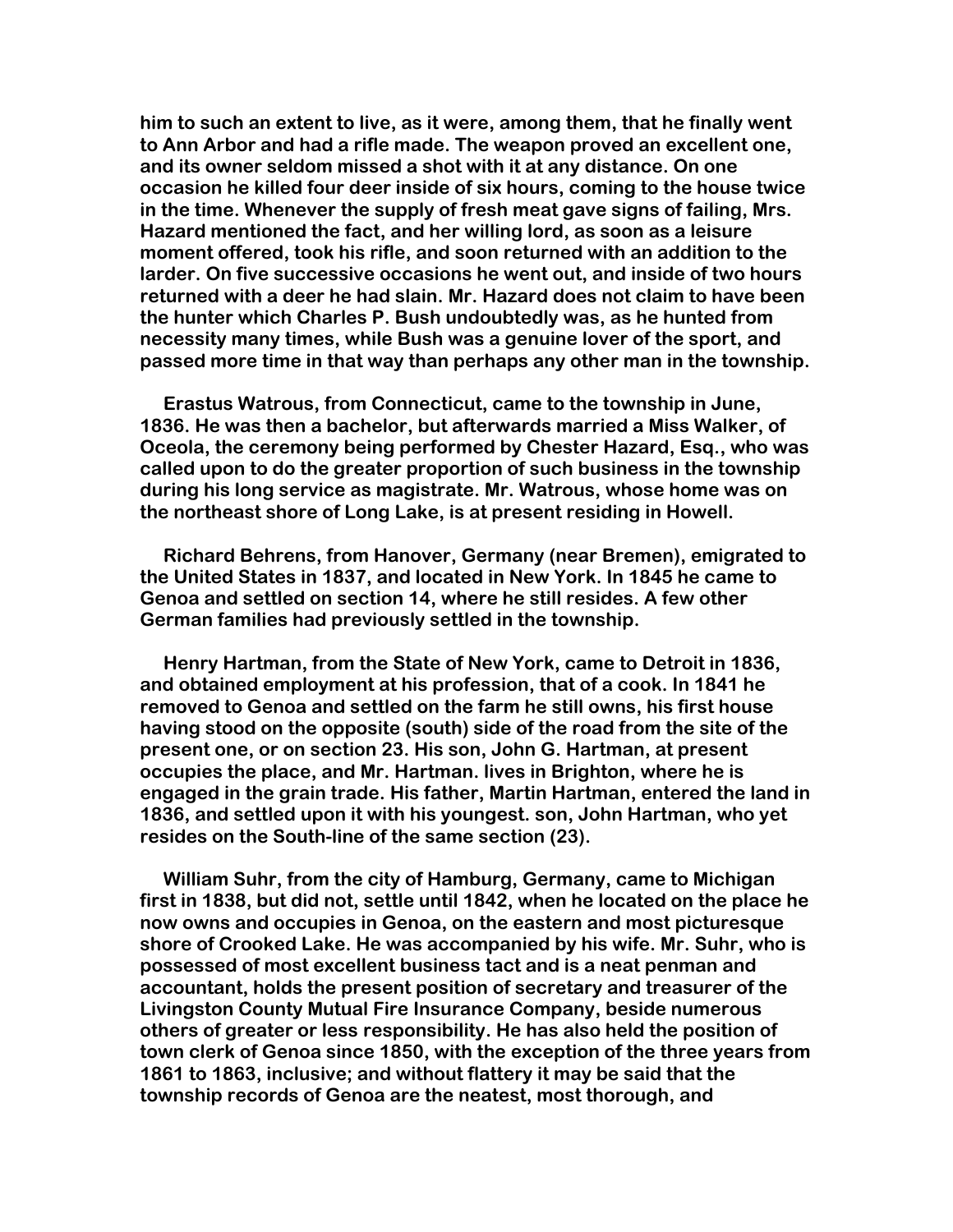him to such an extent to live, as it were, among them, that he finally went to Ann Arbor and had a rifle made. The weapon proved an excellent one, and its owner seldom missed a shot with it at any distance. On one occasion he killed four deer inside of six hours, coming to the house twice in the time. Whenever the supply of fresh meat gave signs of failing, Mrs. Hazard mentioned the fact, and her willing lord, as soon as a leisure moment offered, took his rifle, and soon returned with an addition to the larder. On five successive occasions he went out, and inside of two hours returned with a deer he had slain. Mr. Hazard does not claim to have been the hunter which Charles P. Bush undoubtedly was, as he hunted from necessity many times, while Bush was a genuine lover of the sport, and passed more time in that way than perhaps any other man in the township.

Erastus Watrous, from Connecticut, came to the township in June, 1836. He was then a bachelor, but afterwards married a Miss Walker, of Oceola, the ceremony being performed by Chester Hazard, Esq., who was called upon to do the greater proportion of such business in the township during his long service as magistrate. Mr. Watrous, whose home was on the northeast shore of Long Lake, is at present residing in Howell.

Richard Behrens, from Hanover, Germany (near Bremen), emigrated to the United States in 1837, and located in New York. In 1845 he came to Genoa and settled on section 14, where he still resides. A few other German families had previously settled in the township.

Henry Hartman, from the State of New York, came to Detroit in 1836, and obtained employment at his profession, that of a cook. In 1841 he removed to Genoa and settled on the farm he still owns, his first house having stood on the opposite (south) side of the road from the site of the present one, or on section 23. His son, John G. Hartman, at present occupies the place, and Mr. Hartman. lives in Brighton, where he is engaged in the grain trade. His father, Martin Hartman, entered the land in 1836, and settled upon it with his youngest. son, John Hartman, who yet resides on the South-line of the same section (23).

William Suhr, from the city of Hamburg, Germany, came to Michigan first in 1838, but did not, settle until 1842, when he located on the place he now owns and occupies in Genoa, on the eastern and most picturesque shore of Crooked Lake. He was accompanied by his wife. Mr. Suhr, who is possessed of most excellent business tact and is a neat penman and accountant, holds the present position of secretary and treasurer of the Livingston County Mutual Fire Insurance Company, beside numerous others of greater or less responsibility. He has also held the position of town clerk of Genoa since 1850, with the exception of the three years from 1861 to 1863, inclusive; and without flattery it may be said that the township records of Genoa are the neatest, most thorough, and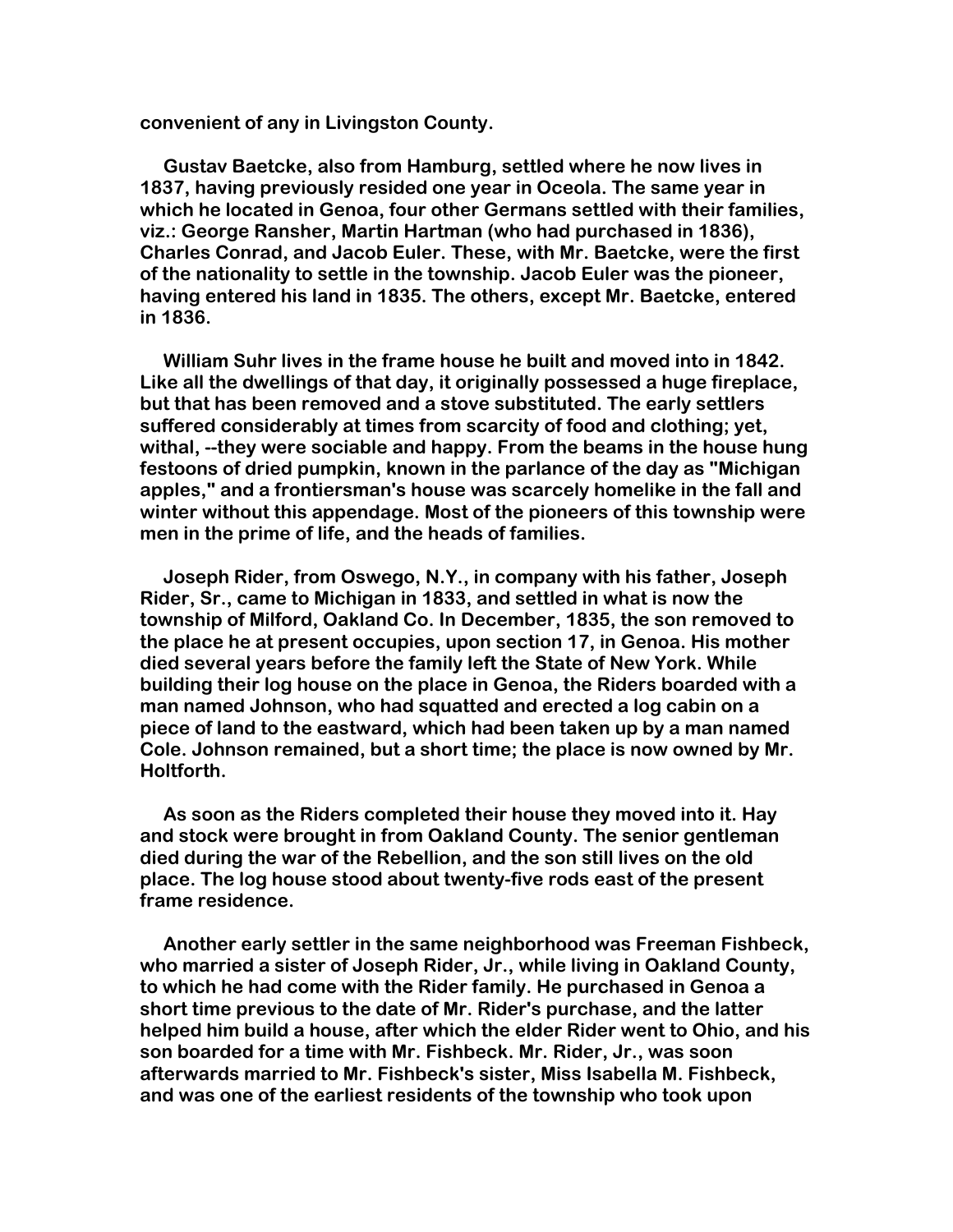convenient of any in Livingston County.

Gustav Baetcke, also from Hamburg, settled where he now lives in 1837, having previously resided one year in Oceola. The same year in which he located in Genoa, four other Germans settled with their families, viz.: George Ransher, Martin Hartman (who had purchased in 1836), Charles Conrad, and Jacob Euler. These, with Mr. Baetcke, were the first of the nationality to settle in the township. Jacob Euler was the pioneer, having entered his land in 1835. The others, except Mr. Baetcke, entered in 1836.

William Suhr lives in the frame house he built and moved into in 1842. Like all the dwellings of that day, it originally possessed a huge fireplace, but that has been removed and a stove substituted. The early settlers suffered considerably at times from scarcity of food and clothing; yet, withal, --they were sociable and happy. From the beams in the house hung festoons of dried pumpkin, known in the parlance of the day as "Michigan apples," and a frontiersman's house was scarcely homelike in the fall and winter without this appendage. Most of the pioneers of this township were men in the prime of life, and the heads of families.

Joseph Rider, from Oswego, N.Y., in company with his father, Joseph Rider, Sr., came to Michigan in 1833, and settled in what is now the township of Milford, Oakland Co. In December, 1835, the son removed to the place he at present occupies, upon section 17, in Genoa. His mother died several years before the family left the State of New York. While building their log house on the place in Genoa, the Riders boarded with a man named Johnson, who had squatted and erected a log cabin on a piece of land to the eastward, which had been taken up by a man named Cole. Johnson remained, but a short time; the place is now owned by Mr. Holtforth.

As soon as the Riders completed their house they moved into it. Hay and stock were brought in from Oakland County. The senior gentleman died during the war of the Rebellion, and the son still lives on the old place. The log house stood about twenty-five rods east of the present frame residence.

Another early settler in the same neighborhood was Freeman Fishbeck, who married a sister of Joseph Rider, Jr., while living in Oakland County, to which he had come with the Rider family. He purchased in Genoa a short time previous to the date of Mr. Rider's purchase, and the latter helped him build a house, after which the elder Rider went to Ohio, and his son boarded for a time with Mr. Fishbeck. Mr. Rider, Jr., was soon afterwards married to Mr. Fishbeck's sister, Miss Isabella M. Fishbeck, and was one of the earliest residents of the township who took upon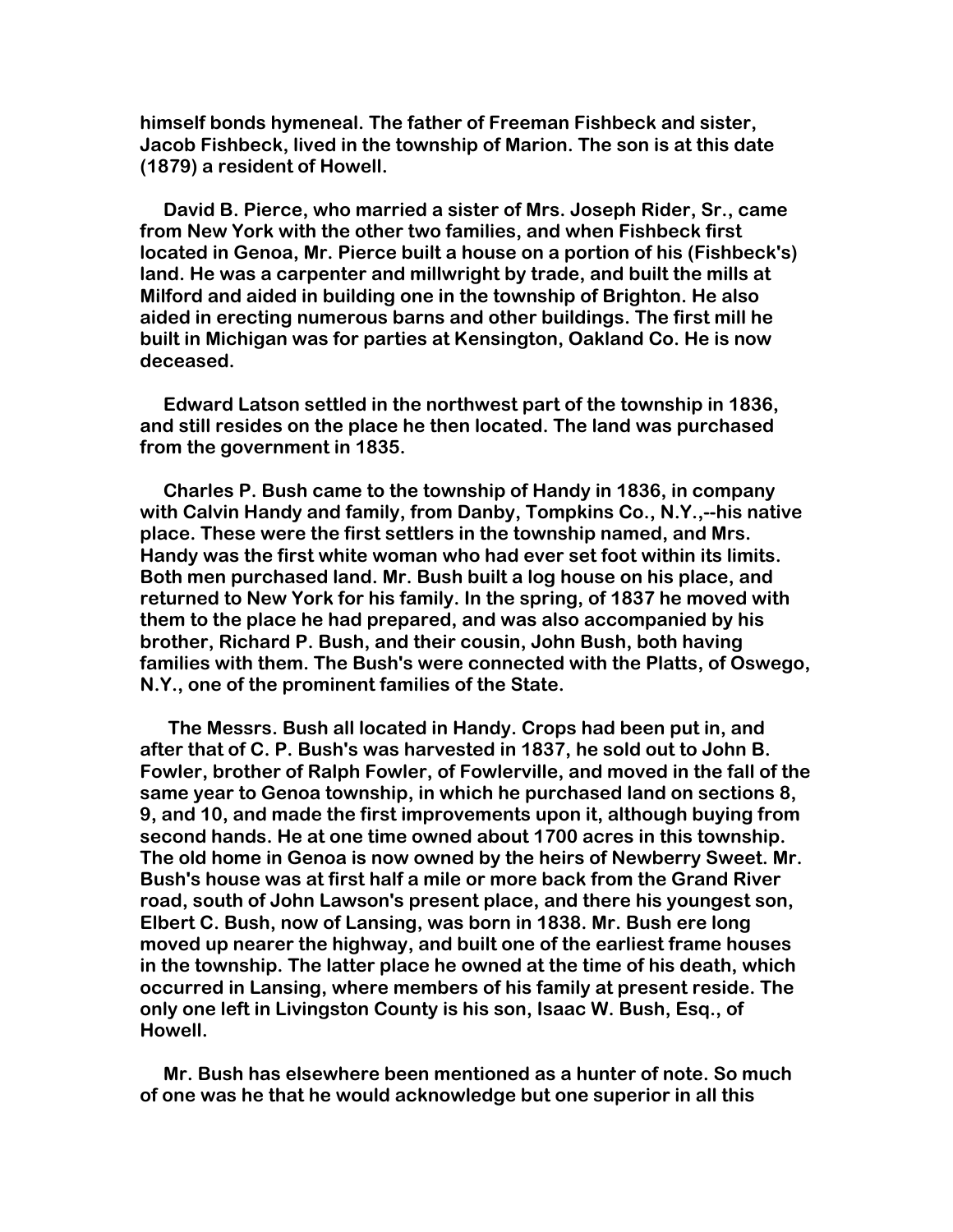**himself bonds hymeneal. The father of Freeman Fishbeck and sister, Jacob Fishbeck, lived in the township of Marion. The son is at this date (1879) a resident of Howell.**

**David B. Pierce, who married a sister of Mrs. Joseph Rider, Sr., came from New York with the other two families, and when Fishbeck first located in Genoa, Mr. Pierce built a house on a portion of his (Fishbeck's) land. He was a carpenter and millwright by trade, and built the mills at Milford and aided in building one in the township of Brighton. He also aided in erecting numerous barns and other buildings. The first mill he built in Michigan was for parties at Kensington, Oakland Co. He is now deceased.**

**Edward Latson settled in the northwest part of the township in 1836, and still resides on the place he then located. The land was purchased from the government in 1835.**

**Charles P. Bush came to the township of Handy in 1836, in company with Calvin Handy and family, from Danby, Tompkins Co., N.Y.,--his native place. These were the first settlers in the township named, and Mrs. Handy was the first white woman who had ever set foot within its limits. Both men purchased land. Mr. Bush built a log house on his place, and returned to New York for his family. In the spring, of 1837 he moved with them to the place he had prepared, and was also accompanied by his brother, Richard P. Bush, and their cousin, John Bush, both having families with them. The Bush's were connected with the Platts, of Oswego, N.Y., one of the prominent families of the State.**

**The Messrs. Bush all located in Handy. Crops had been put in, and after that of C. P. Bush's was harvested in 1837, he sold out to John B. Fowler, brother of Ralph Fowler, of Fowlerville, and moved in the fall of the same year to Genoa township, in which he purchased land on sections 8, 9, and 10, and made the first improvements upon it, although buying from second hands. He at one time owned about 1700 acres in this township. The old home in Genoa is now owned by the heirs of Newberry Sweet. Mr. Bush's house was at first half a mile or more back from the Grand River road, south of John Lawson's present place, and there his youngest son, Elbert C. Bush, now of Lansing, was born in 1838. Mr. Bush ere long moved up nearer the highway, and built one of the earliest frame houses in the township. The latter place he owned at the time of his death, which occurred in Lansing, where members of his family at present reside. The only one left in Livingston County is his son, Isaac W. Bush, Esq., of Howell.**

**Mr. Bush has elsewhere been mentioned as a hunter of note. So much of one was he that he would acknowledge but one superior in all this**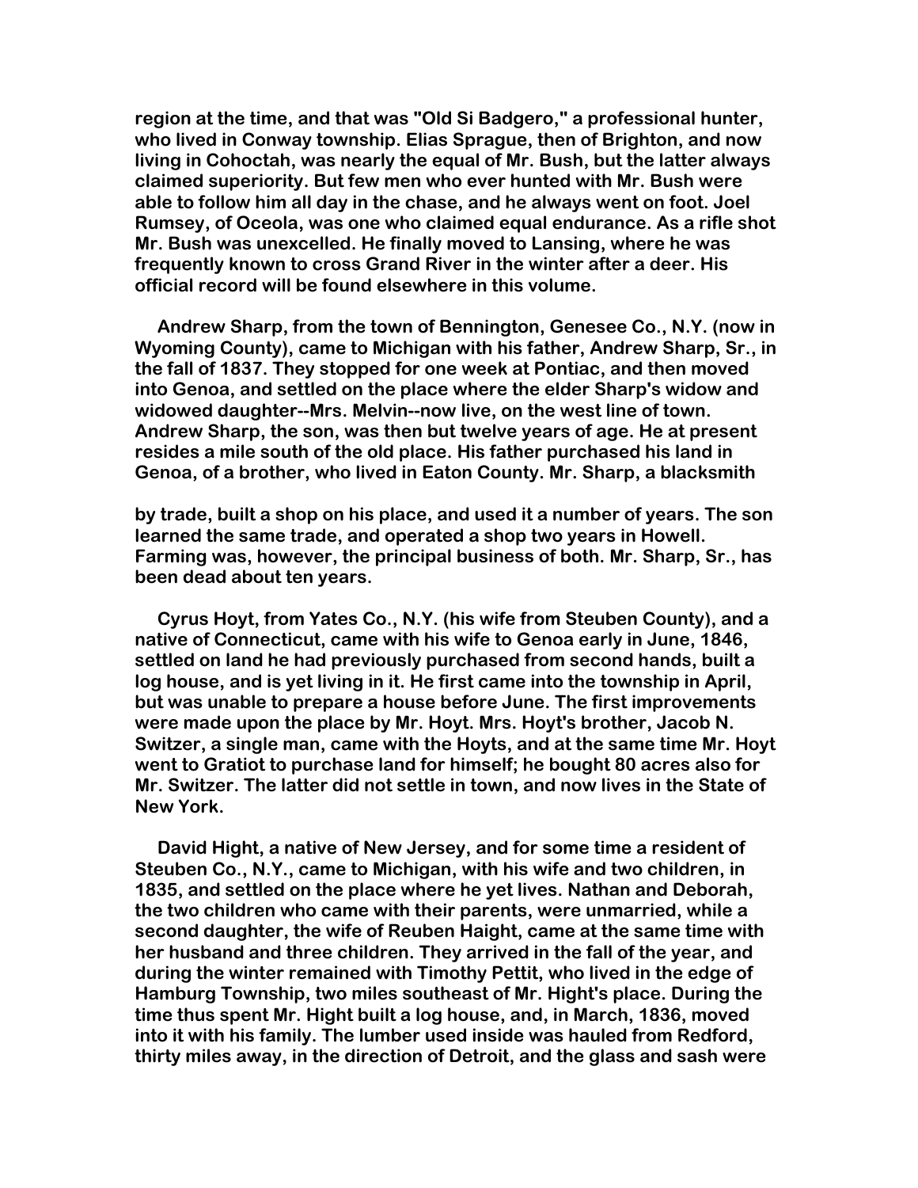region at the time, and that was "Old Si Badgero," a professional hunter, who lived in Conway township. Elias Sprague, then of Brighton, and now living in Cohoctah, was nearly the equal of Mr. Bush, but the latter always claimed superiority. But few men who ever hunted with Mr. Bush were able to follow him all day in the chase, and he always went on foot. Joel Rumsey, of Oceola, was one who claimed equal endurance. As a rifle shot Mr. Bush was unexcelled. He finally moved to Lansing, where he was frequently known to cross Grand River in the winter after a deer. His official record will be found elsewhere in this volume.

Andrew Sharp, from the town of Bennington, Genesee Co., N.Y. (now in Wyoming County), came to Michigan with his father, Andrew Sharp, Sr., in the fall of 1837. They stopped for one week at Pontiac, and then moved into Genoa, and settled on the place where the elder Sharp's widow and widowed daughter--Mrs. Melvin--now live, on the west line of town. Andrew Sharp, the son, was then but twelve years of age. He at present resides a mile south of the old place. His father purchased his land in Genoa, of a brother, who lived in Eaton County. Mr. Sharp, a blacksmith by trade, built a shop on his place, and used it a number of years. The son learned the same trade, and operated a shop two years in Howell. Farming was, however, the principal business of both. Mr. Sharp, Sr., has been dead about ten years.

Cyrus Hoyt, from Yates Co., N.Y. (his wife from Steuben County), and a native of Connecticut, came with his wife to Genoa early in June, 1846, settled on land he had previously purchased from second hands, built a log house, and is yet living in it. He first came into the township in April, but was unable to prepare a house before June. The first improvements were made upon the place by Mr. Hoyt. Mrs. Hoyt's brother, Jacob N. Switzer, a single man, came with the Hoyts, and at the same time Mr. Hoyt went to Gratiot to purchase land for himself; he bought 80 acres also for Mr. Switzer. The latter did not settle in town, and now lives in the State of New York.

David Hight, a native of New Jersey, and for some time a resident of Steuben Co., N.Y., came to Michigan, with his wife and two children, in 1835, and settled on the place where he yet lives. Nathan and Deborah, the two children who came with their parents, were unmarried, while a second daughter, the wife of Reuben Haight, came at the same time with her husband and three children. They arrived in the fall of the year, and during the winter remained with Timothy Pettit, who lived in the edge of Hamburg Township, two miles southeast of Mr. Hight's place. During the time thus spent Mr. Hight built a log house, and, in March, 1836, moved into it with his family. The lumber used inside was hauled from Redford, thirty miles away, in the direction of Detroit, and the glass and sash were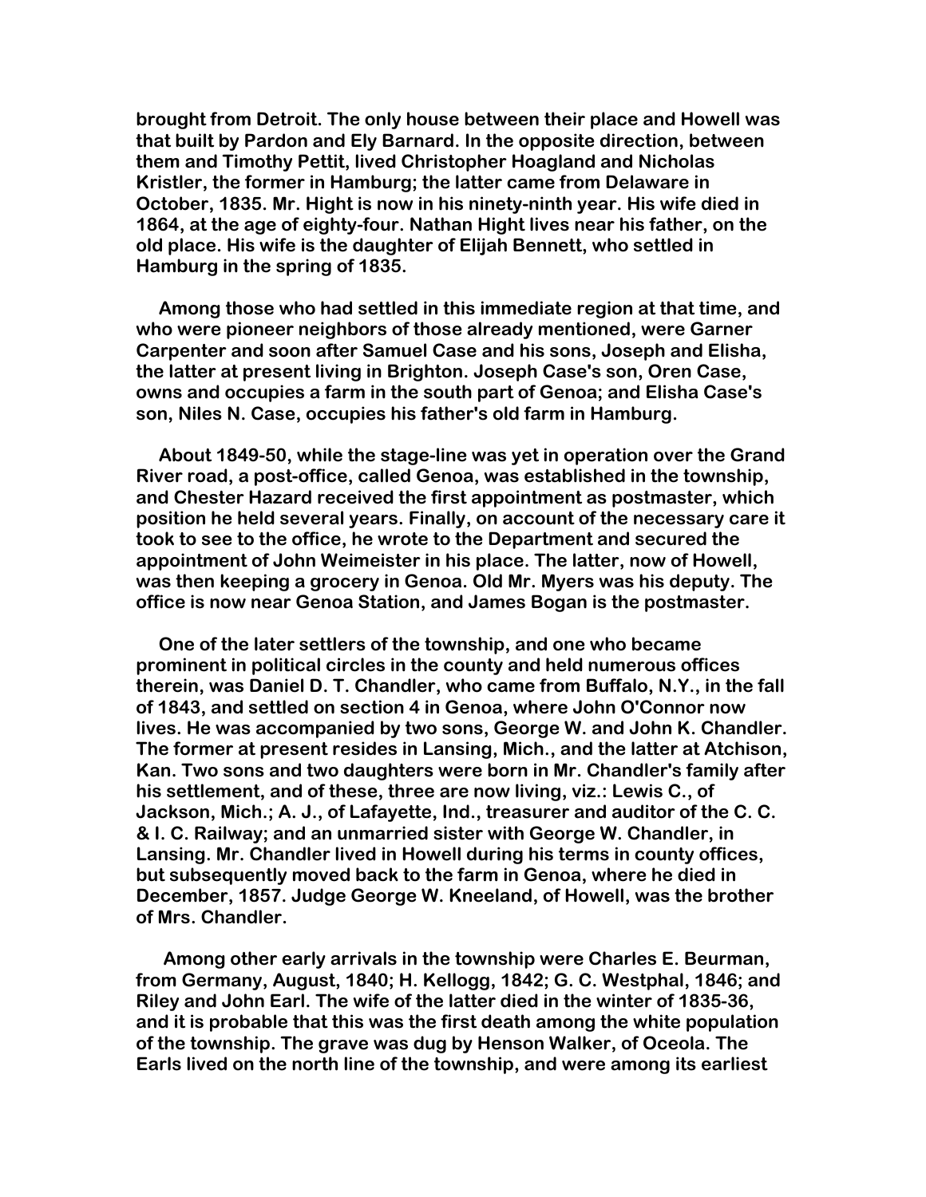brought from Detroit. The only house between their place and Howell was that built by Pardon and Ely Barnard. In the opposite direction, between them and Timothy Pettit, lived Christopher Hoagland and Nicholas Kristler, the former in Hamburg; the latter came from Delaware in October, 1835. Mr. Hight is now in his ninety-ninth year. His wife died in 1864, at the age of eighty-four. Nathan Hight lives near his father, on the old place. His wife is the daughter of Elijah Bennett, who settled in Hamburg in the spring of 1835.

Among those who had settled in this immediate region at that time, and who were pioneer neighbors of those already mentioned, were Garner Carpenter and soon after Samuel Case and his sons, Joseph and Elisha, the latter at present living in Brighton. Joseph Case's son, Oren Case, owns and occupies a farm in the south part of Genoa; and Elisha Case's son, Niles N. Case, occupies his father's old farm in Hamburg.

About 1849-50, while the stage-line was yet in operation over the Grand River road, a post-office, called Genoa, was established in the township, and Chester Hazard received the first appointment as postmaster, which position he held several years. Finally, on account of the necessary care it took to see to the office, he wrote to the Department and secured the appointment of John Weimeister in his place. The latter, now of Howell, was then keeping a grocery in Genoa. Old Mr. Myers was his deputy. The office is now near Genoa Station, and James Bogan is the postmaster.

One of the later settlers of the township, and one who became prominent in political circles in the county and held numerous offices therein, was Daniel D. T. Chandler, who came from Buffalo, N.Y., in the fall of 1843, and settled on section 4 in Genoa, where John O'Connor now lives. He was accompanied by two sons, George W. and John K. Chandler. The former at present resides in Lansing, Mich., and the latter at Atchison, Kan. Two sons and two daughters were born in Mr. Chandler's family after his settlement, and of these, three are now living, viz.: Lewis C., of Jackson, Mich.; A. J., of Lafayette, Ind., treasurer and auditor of the C. C. & I. C. Railway; and an unmarried sister with George W. Chandler, in Lansing. Mr. Chandler lived in Howell during his terms in county offices, but subsequently moved back to the farm in Genoa, where he died in December, 1857. Judge George W. Kneeland, of Howell, was the brother of Mrs. Chandler.

Among other early arrivals in the township were Charles E. Beurman, from Germany, August, 1840; H. Kellogg, 1842; G. C. Westphal, 1846; and Riley and John Earl. The wife of the latter died in the winter of 1835-36, and it is probable that this was the first death among the white population of the township. The grave was dug by Henson Walker, of Oceola. The Earls lived on the north line of the township, and were among its earliest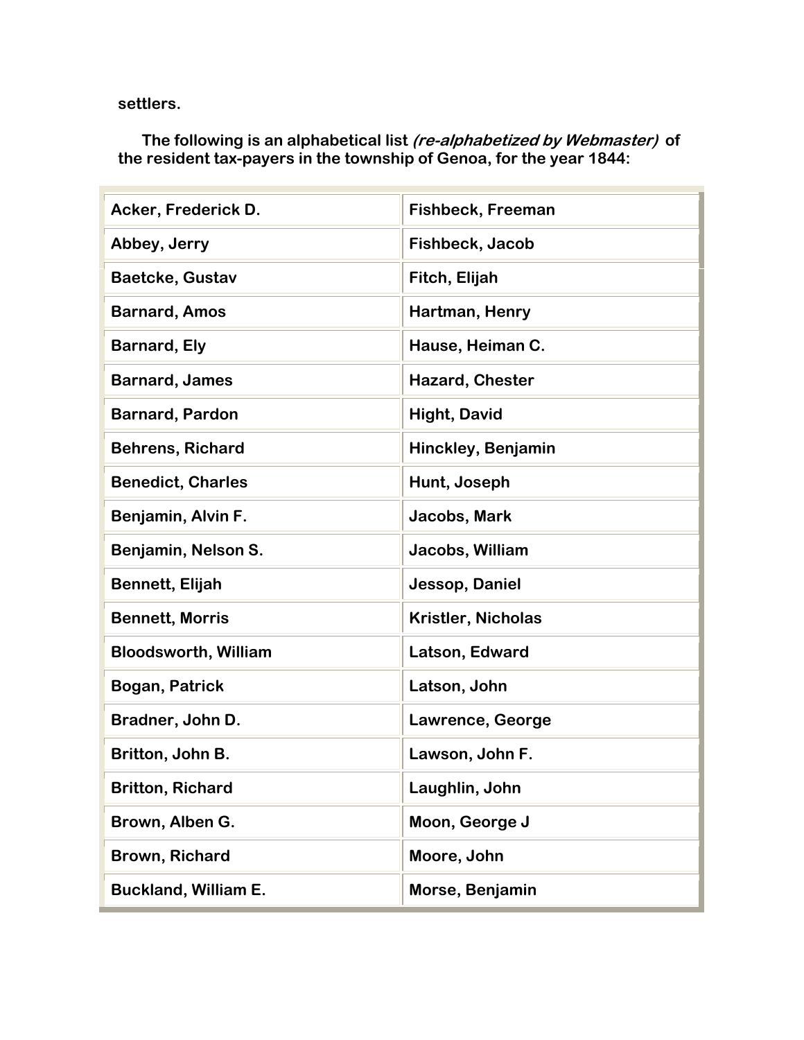settlers.

The following is an alphabetical list *(re-alphabetized by Webmaster)* of the resident tax-payers in the township of Genoa, for the year 1844:

| | |
|---|---|
| Acker, Frederick D. | Fishbeck, Freeman |
| Abbey, Jerry | Fishbeck, Jacob |
| Baetcke, Gustav | Fitch, Elijah |
| Barnard, Amos | Hartman, Henry |
| Barnard, Ely | Hause, Heiman C. |
| Barnard, James | Hazard, Chester |
| Barnard, Pardon | Hight, David |
| Behrens, Richard | Hinckley, Benjamin |
| Benedict, Charles | Hunt, Joseph |
| Benjamin, Alvin F. | Jacobs, Mark |
| Benjamin, Nelson S. | Jacobs, William |
| Bennett, Elijah | Jessop, Daniel |
| Bennett, Morris | Kristler, Nicholas |
| Bloodsworth, William | Latson, Edward |
| Bogan, Patrick | Latson, John |
| Bradner, John D. | Lawrence, George |
| Britton, John B. | Lawson, John F. |
| Britton, Richard | Laughlin, John |
| Brown, Alben G. | Moon, George J |
| Brown, Richard | Moore, John |
| Buckland, William E. | Morse, Benjamin |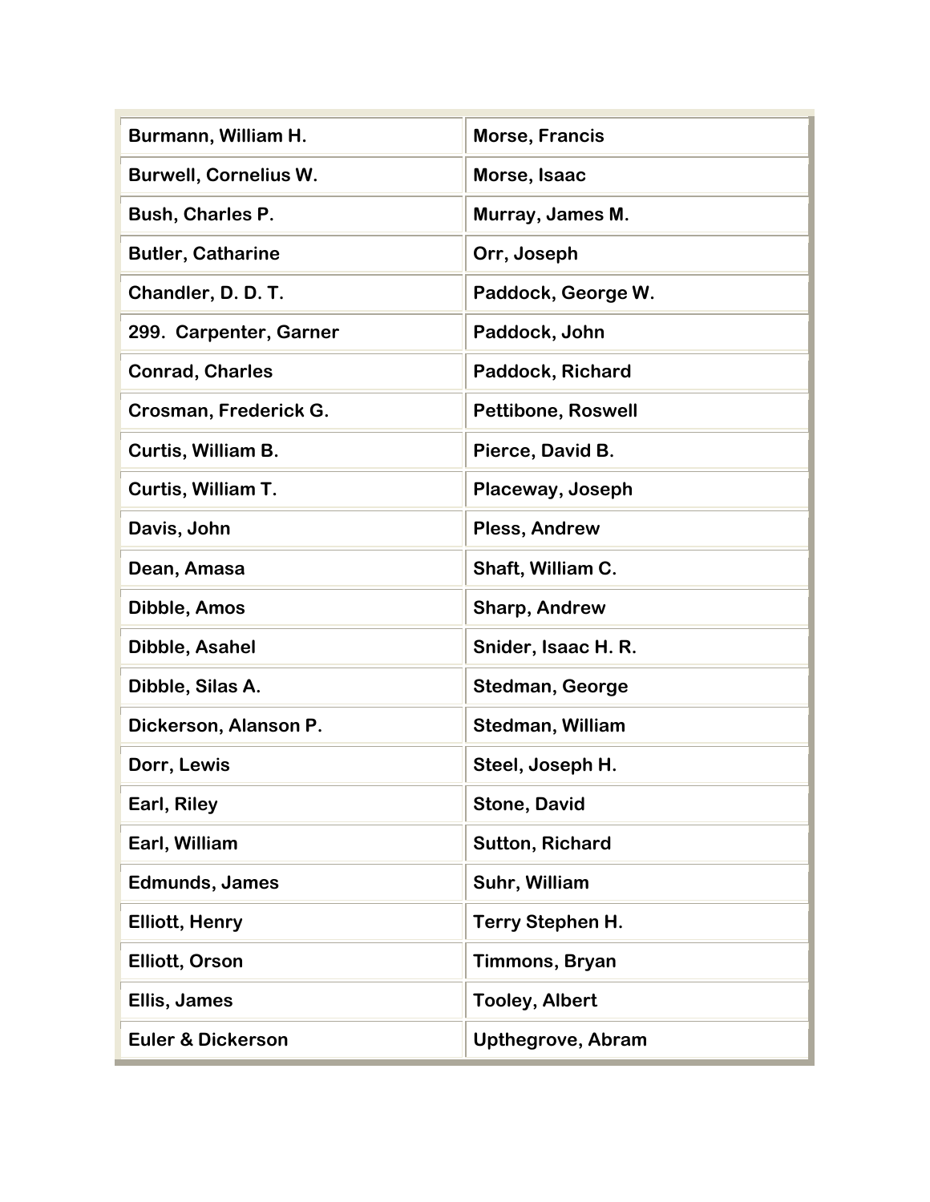| Burmann, William H. | Morse, Francis |
|---|---|
| Burwell, Cornelius W. | Morse, Isaac |
| Bush, Charles P. | Murray, James M. |
| Butler, Catharine | Orr, Joseph |
| Chandler, D. D. T. | Paddock, George W. |
| 299. Carpenter, Garner | Paddock, John |
| Conrad, Charles | Paddock, Richard |
| Crosman, Frederick G. | Pettibone, Roswell |
| Curtis, William B. | Pierce, David B. |
| Curtis, William T. | Placeway, Joseph |
| Davis, John | Pless, Andrew |
| Dean, Amasa | Shaft, William C. |
| Dibble, Amos | Sharp, Andrew |
| Dibble, Asahel | Snider, Isaac H. R. |
| Dibble, Silas A. | Stedman, George |
| Dickerson, Alanson P. | Stedman, William |
| Dorr, Lewis | Steel, Joseph H. |
| Earl, Riley | Stone, David |
| Earl, William | Sutton, Richard |
| Edmunds, James | Suhr, William |
| Elliott, Henry | Terry Stephen H. |
| Elliott, Orson | Timmons, Bryan |
| Ellis, James | Tooley, Albert |
| Euler & Dickerson | Upthegrove, Abram |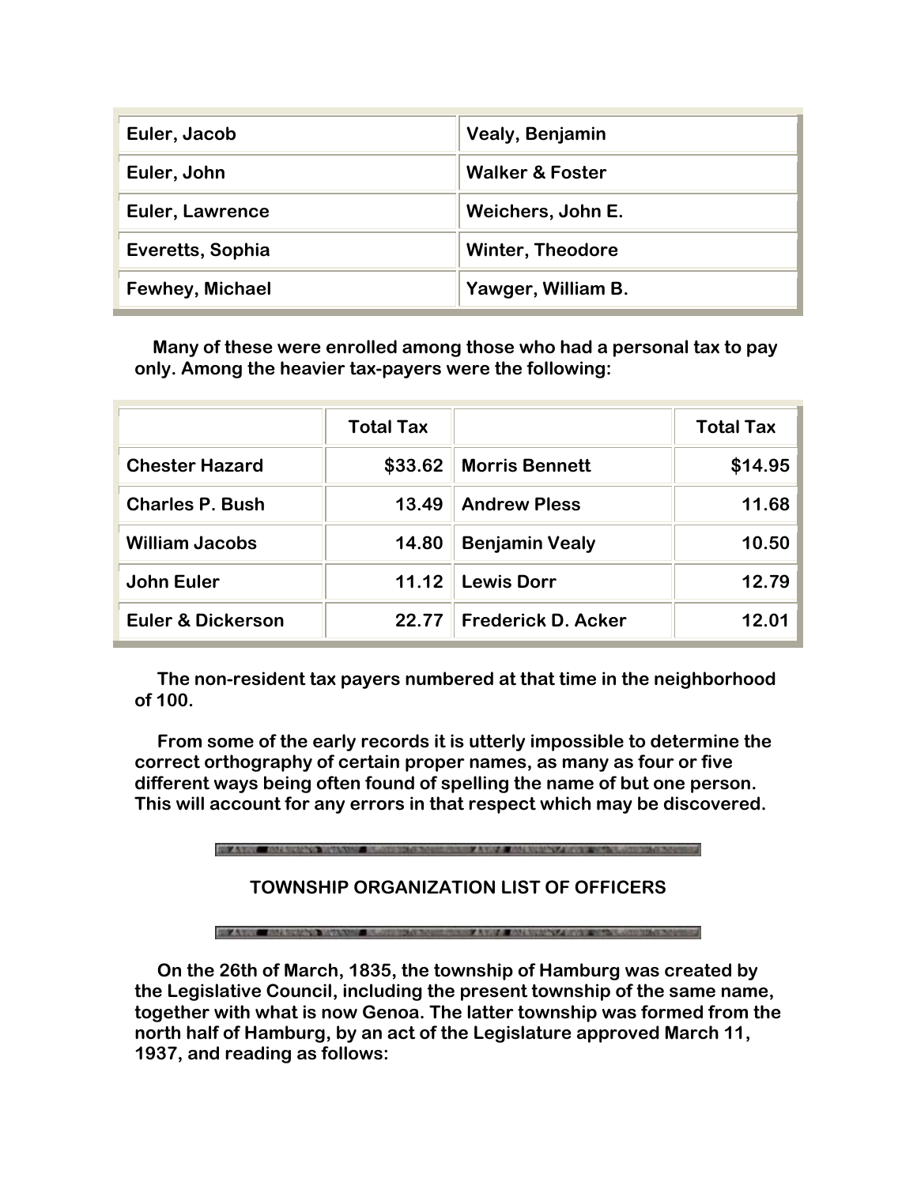| | |
|---|---|
| Euler, Jacob | Vealy, Benjamin |
| Euler, John | Walker & Foster |
| Euler, Lawrence | Weichers, John E. |
| Everetts, Sophia | Winter, Theodore |
| Fewhey, Michael | Yawger, William B. |

Many of these were enrolled among those who had a personal tax to pay only. Among the heavier tax-payers were the following:

| | Total Tax | | Total Tax |
|---|---:|---|---:|
| Chester Hazard | $33.62 | Morris Bennett | $14.95 |
| Charles P. Bush | 13.49 | Andrew Pless | 11.68 |
| William Jacobs | 14.80 | Benjamin Vealy | 10.50 |
| John Euler | 11.12 | Lewis Dorr | 12.79 |
| Euler & Dickerson | 22.77 | Frederick D. Acker | 12.01 |

The non-resident tax payers numbered at that time in the neighborhood of 100.

From some of the early records it is utterly impossible to determine the correct orthography of certain proper names, as many as four or five different ways being often found of spelling the name of but one person. This will account for any errors in that respect which may be discovered.

## TOWNSHIP ORGANIZATION LIST OF OFFICERS

On the 26th of March, 1835, the township of Hamburg was created by the Legislative Council, including the present township of the same name, together with what is now Genoa. The latter township was formed from the north half of Hamburg, by an act of the Legislature approved March 11, 1937, and reading as follows: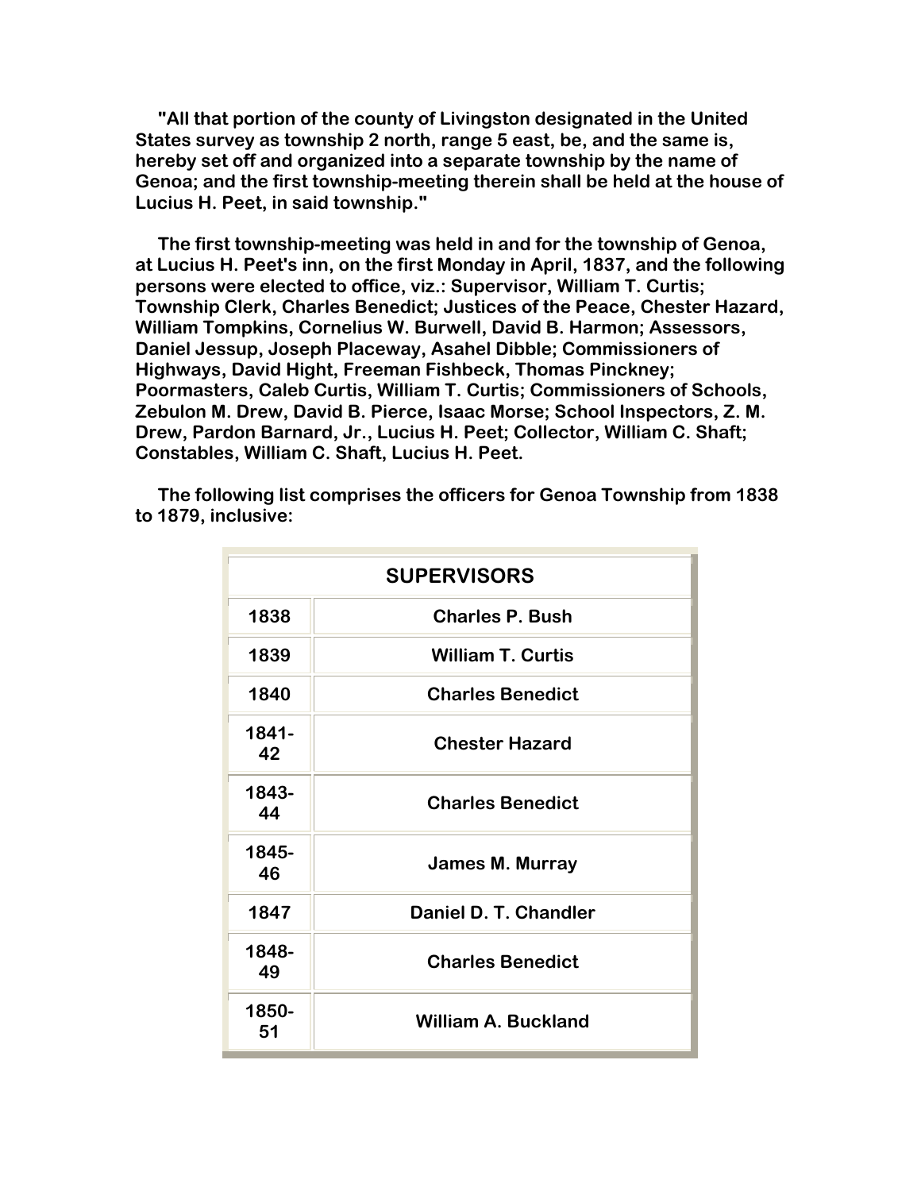**"All that portion of the county of Livingston designated in the United States survey as township 2 north, range 5 east, be, and the same is, hereby set off and organized into a separate township by the name of Genoa; and the first township-meeting therein shall be held at the house of Lucius H. Peet, in said township."**

**The first township-meeting was held in and for the township of Genoa, at Lucius H. Peet's inn, on the first Monday in April, 1837, and the following persons were elected to office, viz.: Supervisor, William T. Curtis; Township Clerk, Charles Benedict; Justices of the Peace, Chester Hazard, William Tompkins, Cornelius W. Burwell, David B. Harmon; Assessors, Daniel Jessup, Joseph Placeway, Asahel Dibble; Commissioners of Highways, David Hight, Freeman Fishbeck, Thomas Pinckney; Poormasters, Caleb Curtis, William T. Curtis; Commissioners of Schools, Zebulon M. Drew, David B. Pierce, Isaac Morse; School Inspectors, Z. M. Drew, Pardon Barnard, Jr., Lucius H. Peet; Collector, William C. Shaft; Constables, William C. Shaft, Lucius H. Peet.**

**The following list comprises the officers for Genoa Township from 1838 to 1879, inclusive:**

| SUPERVISORS | |
|---|---|
| 1838 | Charles P. Bush |
| 1839 | William T. Curtis |
| 1840 | Charles Benedict |
| 1841-42 | Chester Hazard |
| 1843-44 | Charles Benedict |
| 1845-46 | James M. Murray |
| 1847 | Daniel D. T. Chandler |
| 1848-49 | Charles Benedict |
| 1850-51 | William A. Buckland |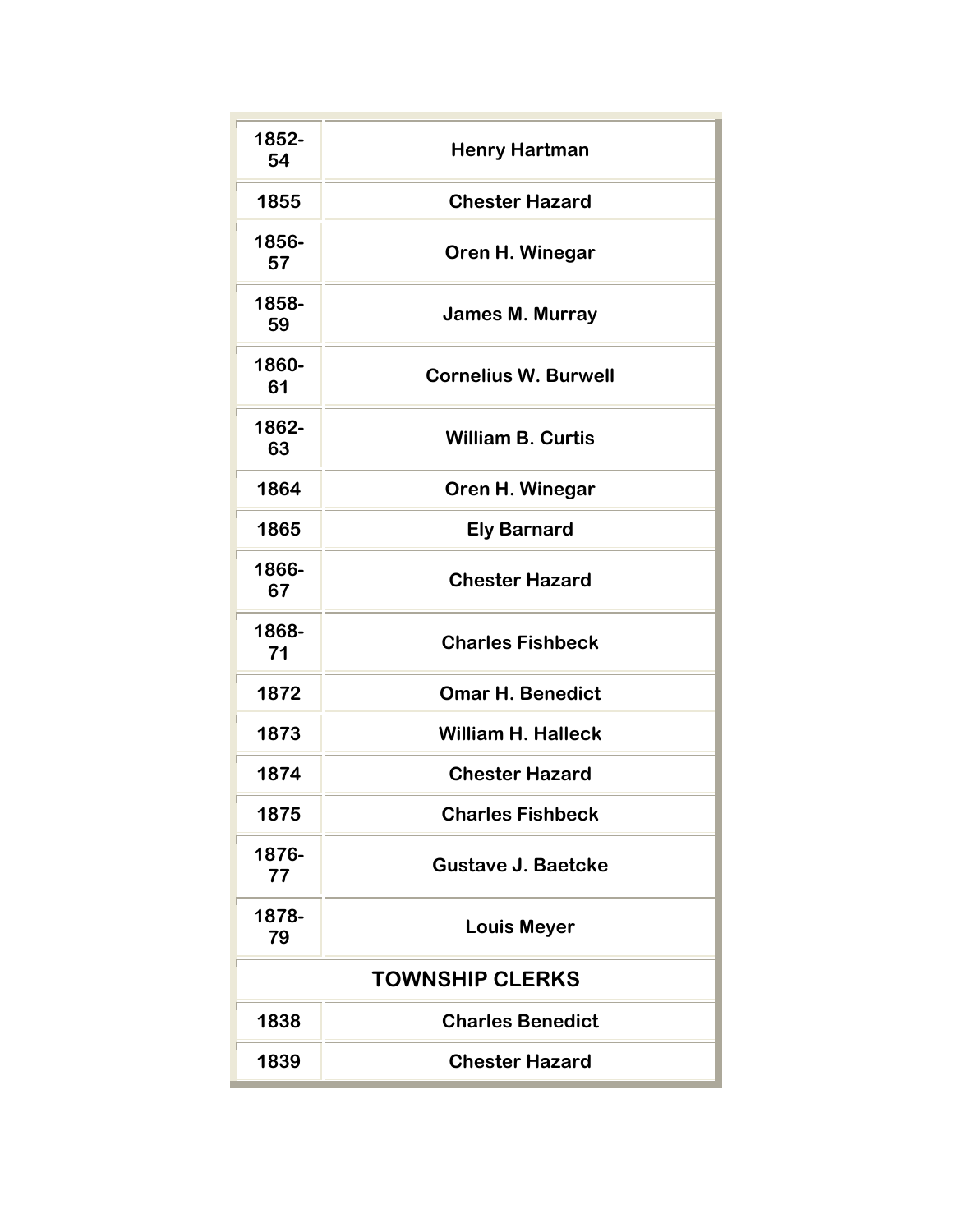| | |
|---|---|
| 1852-54 | Henry Hartman |
| 1855 | Chester Hazard |
| 1856-57 | Oren H. Winegar |
| 1858-59 | James M. Murray |
| 1860-61 | Cornelius W. Burwell |
| 1862-63 | William B. Curtis |
| 1864 | Oren H. Winegar |
| 1865 | Ely Barnard |
| 1866-67 | Chester Hazard |
| 1868-71 | Charles Fishbeck |
| 1872 | Omar H. Benedict |
| 1873 | William H. Halleck |
| 1874 | Chester Hazard |
| 1875 | Charles Fishbeck |
| 1876-77 | Gustave J. Baetcke |
| 1878-79 | Louis Meyer |
| **TOWNSHIP CLERKS** | |
| 1838 | Charles Benedict |
| 1839 | Chester Hazard |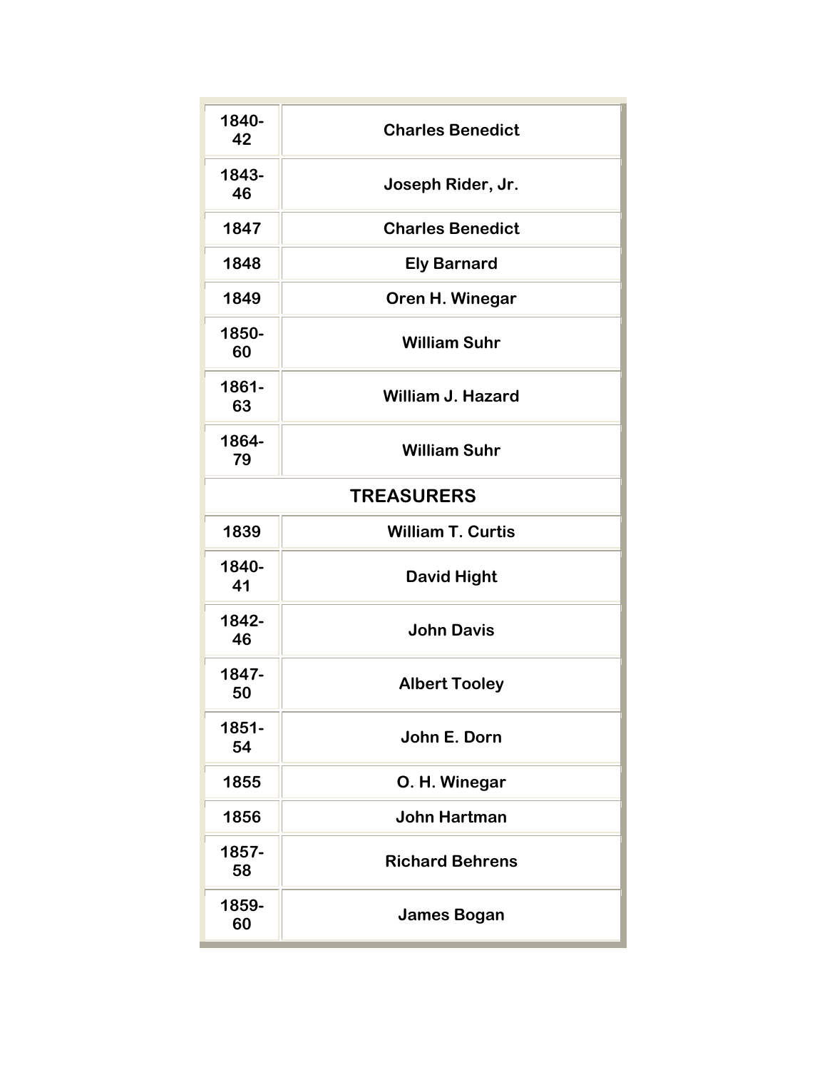| | |
|---|---|
| 1840-42 | Charles Benedict |
| 1843-46 | Joseph Rider, Jr. |
| 1847 | Charles Benedict |
| 1848 | Ely Barnard |
| 1849 | Oren H. Winegar |
| 1850-60 | William Suhr |
| 1861-63 | William J. Hazard |
| 1864-79 | William Suhr |
| **TREASURERS** | |
| 1839 | William T. Curtis |
| 1840-41 | David Hight |
| 1842-46 | John Davis |
| 1847-50 | Albert Tooley |
| 1851-54 | John E. Dorn |
| 1855 | O. H. Winegar |
| 1856 | John Hartman |
| 1857-58 | Richard Behrens |
| 1859-60 | James Bogan |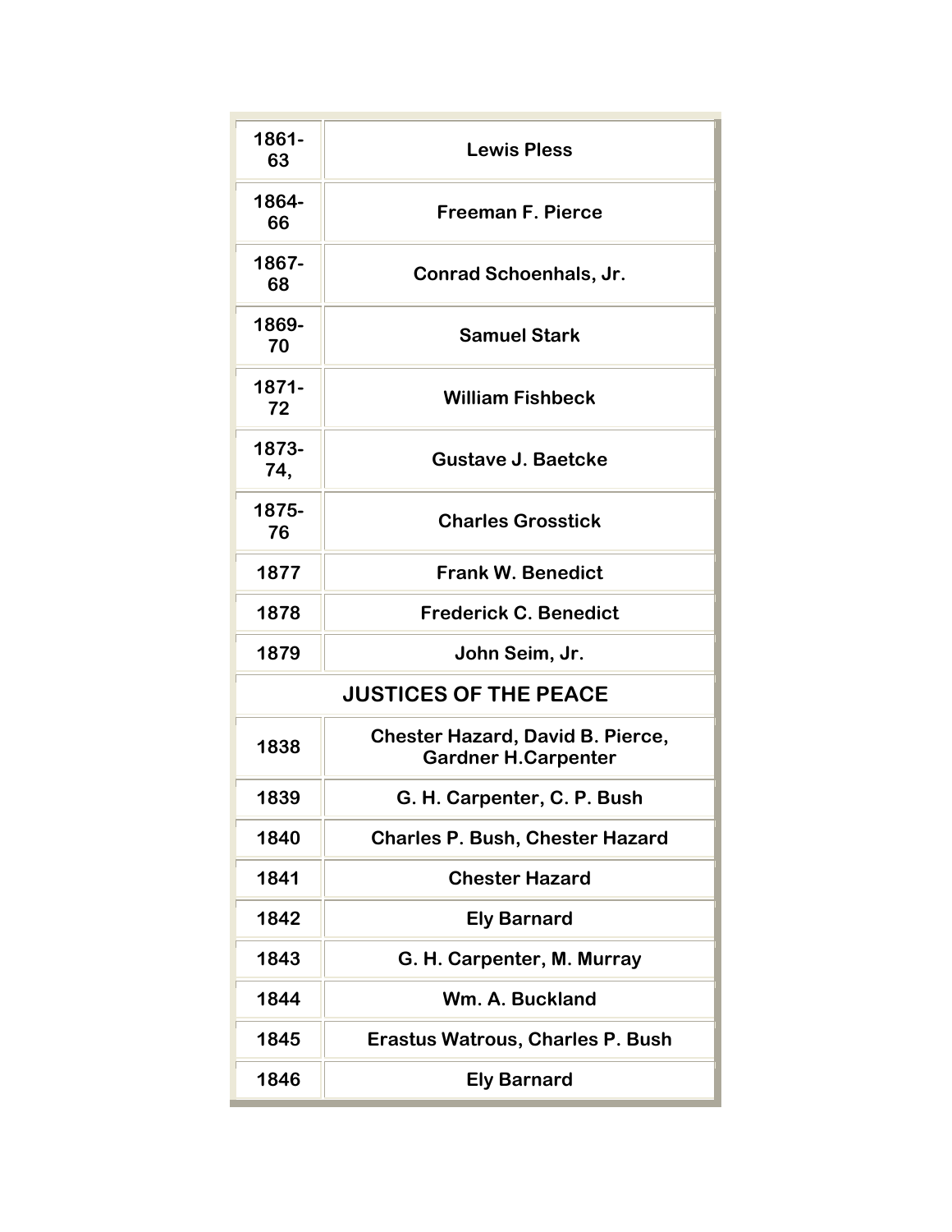| | |
|---|---|
| 1861-63 | Lewis Pless |
| 1864-66 | Freeman F. Pierce |
| 1867-68 | Conrad Schoenhals, Jr. |
| 1869-70 | Samuel Stark |
| 1871-72 | William Fishbeck |
| 1873-74, | Gustave J. Baetcke |
| 1875-76 | Charles Grosstick |
| 1877 | Frank W. Benedict |
| 1878 | Frederick C. Benedict |
| 1879 | John Seim, Jr. |
| **JUSTICES OF THE PEACE** | |
| 1838 | Chester Hazard, David B. Pierce, Gardner H.Carpenter |
| 1839 | G. H. Carpenter, C. P. Bush |
| 1840 | Charles P. Bush, Chester Hazard |
| 1841 | Chester Hazard |
| 1842 | Ely Barnard |
| 1843 | G. H. Carpenter, M. Murray |
| 1844 | Wm. A. Buckland |
| 1845 | Erastus Watrous, Charles P. Bush |
| 1846 | Ely Barnard |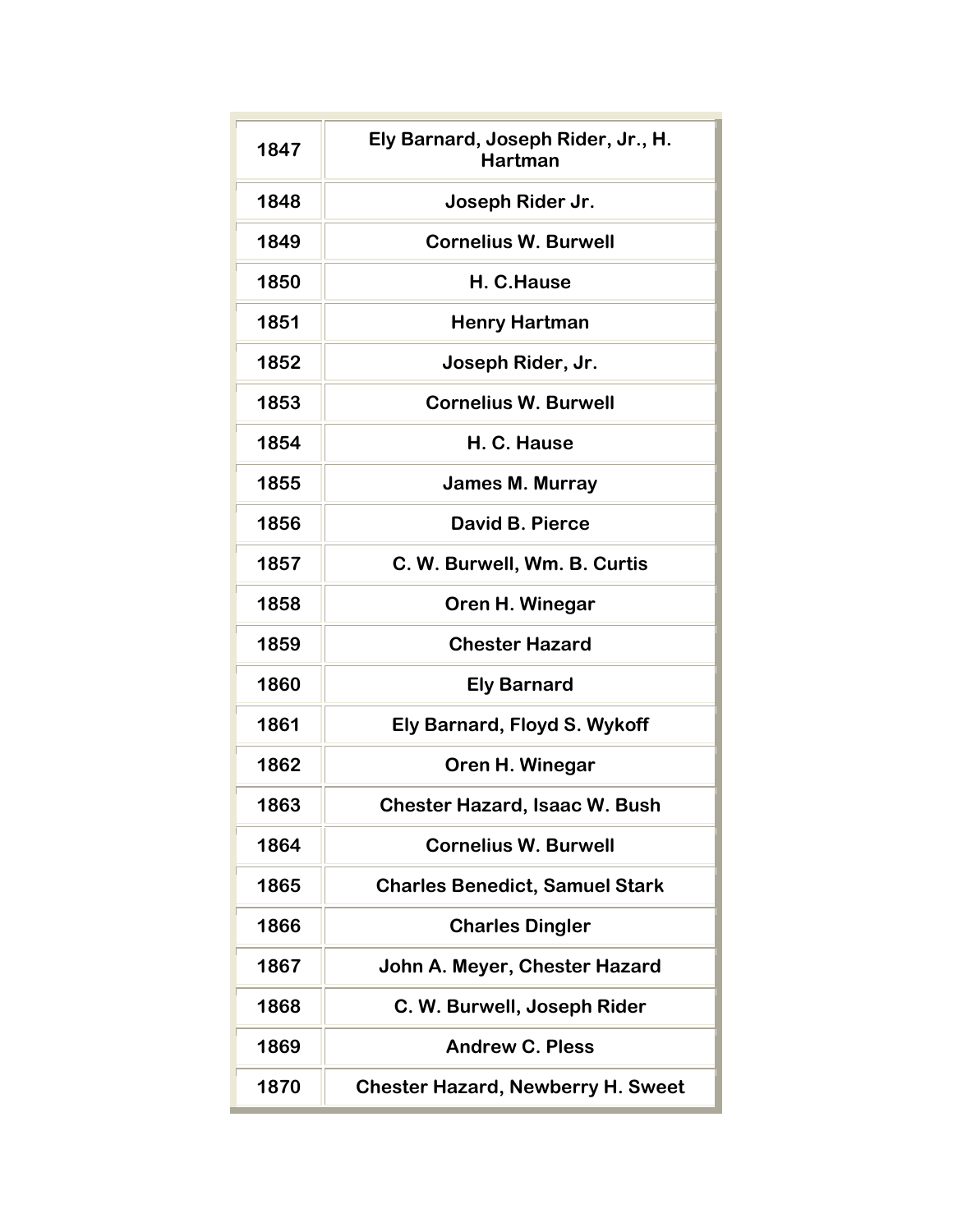| | |
|---|---|
| 1847 | Ely Barnard, Joseph Rider, Jr., H. Hartman |
| 1848 | Joseph Rider Jr. |
| 1849 | Cornelius W. Burwell |
| 1850 | H. C.Hause |
| 1851 | Henry Hartman |
| 1852 | Joseph Rider, Jr. |
| 1853 | Cornelius W. Burwell |
| 1854 | H. C. Hause |
| 1855 | James M. Murray |
| 1856 | David B. Pierce |
| 1857 | C. W. Burwell, Wm. B. Curtis |
| 1858 | Oren H. Winegar |
| 1859 | Chester Hazard |
| 1860 | Ely Barnard |
| 1861 | Ely Barnard, Floyd S. Wykoff |
| 1862 | Oren H. Winegar |
| 1863 | Chester Hazard, Isaac W. Bush |
| 1864 | Cornelius W. Burwell |
| 1865 | Charles Benedict, Samuel Stark |
| 1866 | Charles Dingler |
| 1867 | John A. Meyer, Chester Hazard |
| 1868 | C. W. Burwell, Joseph Rider |
| 1869 | Andrew C. Pless |
| 1870 | Chester Hazard, Newberry H. Sweet |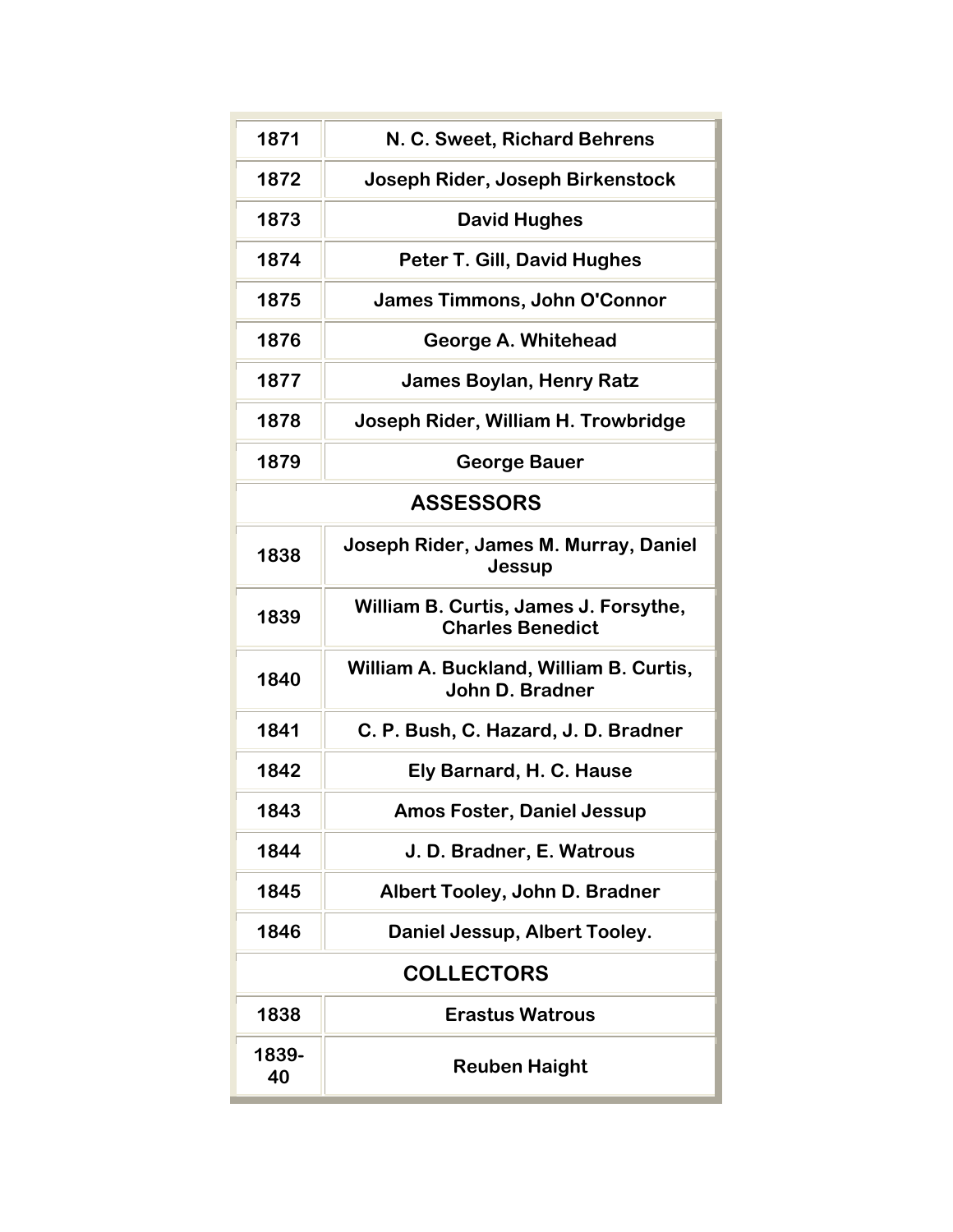| | |
|---|---|
| 1871 | N. C. Sweet, Richard Behrens |
| 1872 | Joseph Rider, Joseph Birkenstock |
| 1873 | David Hughes |
| 1874 | Peter T. Gill, David Hughes |
| 1875 | James Timmons, John O'Connor |
| 1876 | George A. Whitehead |
| 1877 | James Boylan, Henry Ratz |
| 1878 | Joseph Rider, William H. Trowbridge |
| 1879 | George Bauer |
| **ASSESSORS** | |
| 1838 | Joseph Rider, James M. Murray, Daniel Jessup |
| 1839 | William B. Curtis, James J. Forsythe, Charles Benedict |
| 1840 | William A. Buckland, William B. Curtis, John D. Bradner |
| 1841 | C. P. Bush, C. Hazard, J. D. Bradner |
| 1842 | Ely Barnard, H. C. Hause |
| 1843 | Amos Foster, Daniel Jessup |
| 1844 | J. D. Bradner, E. Watrous |
| 1845 | Albert Tooley, John D. Bradner |
| 1846 | Daniel Jessup, Albert Tooley. |
| **COLLECTORS** | |
| 1838 | Erastus Watrous |
| 1839-40 | Reuben Haight |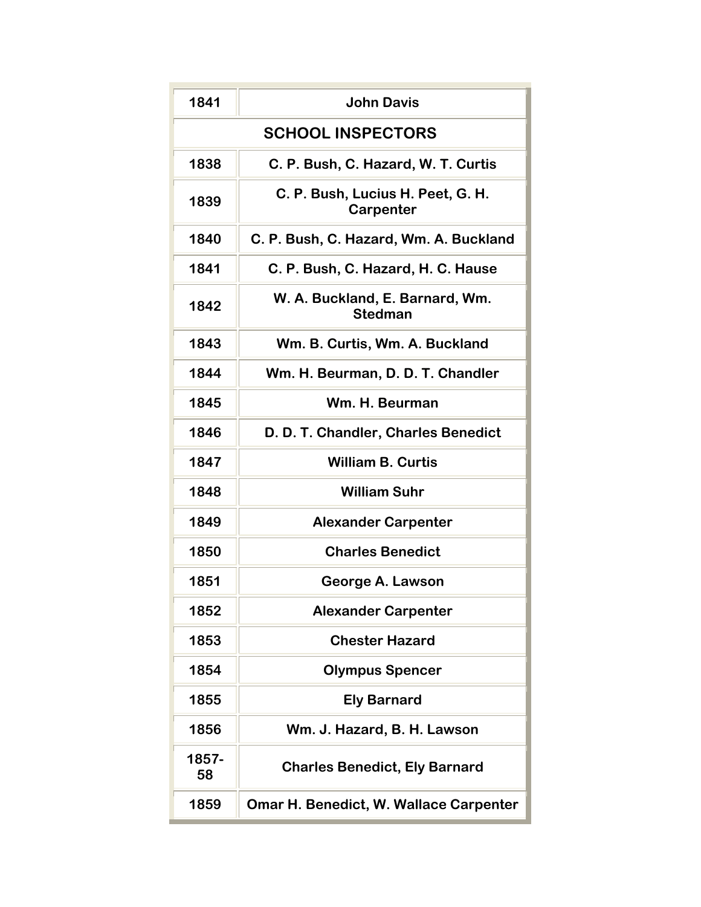| | |
|---|---|
| 1841 | John Davis |
| **SCHOOL INSPECTORS** | |
| 1838 | C. P. Bush, C. Hazard, W. T. Curtis |
| 1839 | C. P. Bush, Lucius H. Peet, G. H. Carpenter |
| 1840 | C. P. Bush, C. Hazard, Wm. A. Buckland |
| 1841 | C. P. Bush, C. Hazard, H. C. Hause |
| 1842 | W. A. Buckland, E. Barnard, Wm. Stedman |
| 1843 | Wm. B. Curtis, Wm. A. Buckland |
| 1844 | Wm. H. Beurman, D. D. T. Chandler |
| 1845 | Wm. H. Beurman |
| 1846 | D. D. T. Chandler, Charles Benedict |
| 1847 | William B. Curtis |
| 1848 | William Suhr |
| 1849 | Alexander Carpenter |
| 1850 | Charles Benedict |
| 1851 | George A. Lawson |
| 1852 | Alexander Carpenter |
| 1853 | Chester Hazard |
| 1854 | Olympus Spencer |
| 1855 | Ely Barnard |
| 1856 | Wm. J. Hazard, B. H. Lawson |
| 1857-58 | Charles Benedict, Ely Barnard |
| 1859 | Omar H. Benedict, W. Wallace Carpenter |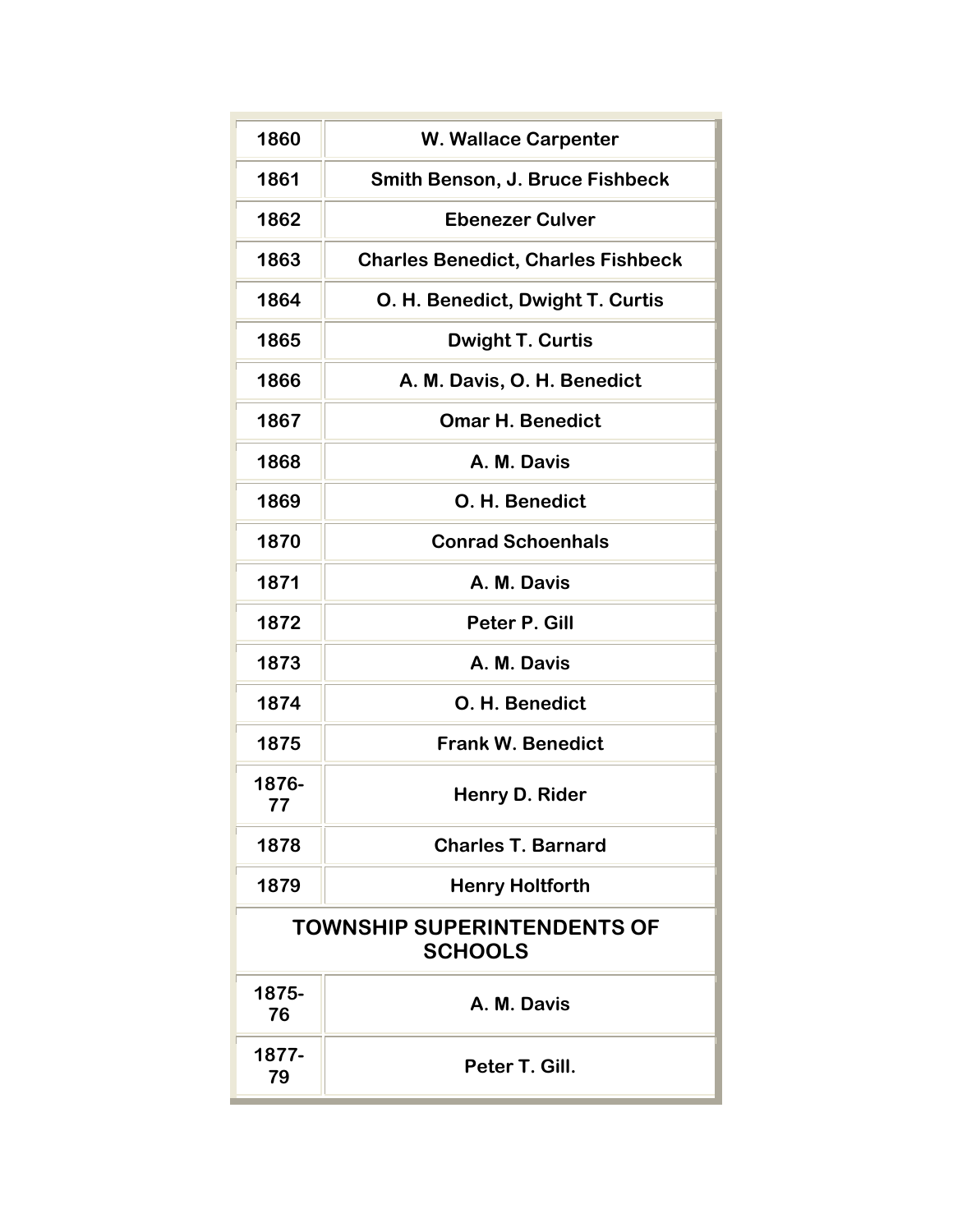| | |
|---|---|
| 1860 | W. Wallace Carpenter |
| 1861 | Smith Benson, J. Bruce Fishbeck |
| 1862 | Ebenezer Culver |
| 1863 | Charles Benedict, Charles Fishbeck |
| 1864 | O. H. Benedict, Dwight T. Curtis |
| 1865 | Dwight T. Curtis |
| 1866 | A. M. Davis, O. H. Benedict |
| 1867 | Omar H. Benedict |
| 1868 | A. M. Davis |
| 1869 | O. H. Benedict |
| 1870 | Conrad Schoenhals |
| 1871 | A. M. Davis |
| 1872 | Peter P. Gill |
| 1873 | A. M. Davis |
| 1874 | O. H. Benedict |
| 1875 | Frank W. Benedict |
| 1876-77 | Henry D. Rider |
| 1878 | Charles T. Barnard |
| 1879 | Henry Holtforth |
| **TOWNSHIP SUPERINTENDENTS OF SCHOOLS** | |
| 1875-76 | A. M. Davis |
| 1877-79 | Peter T. Gill. |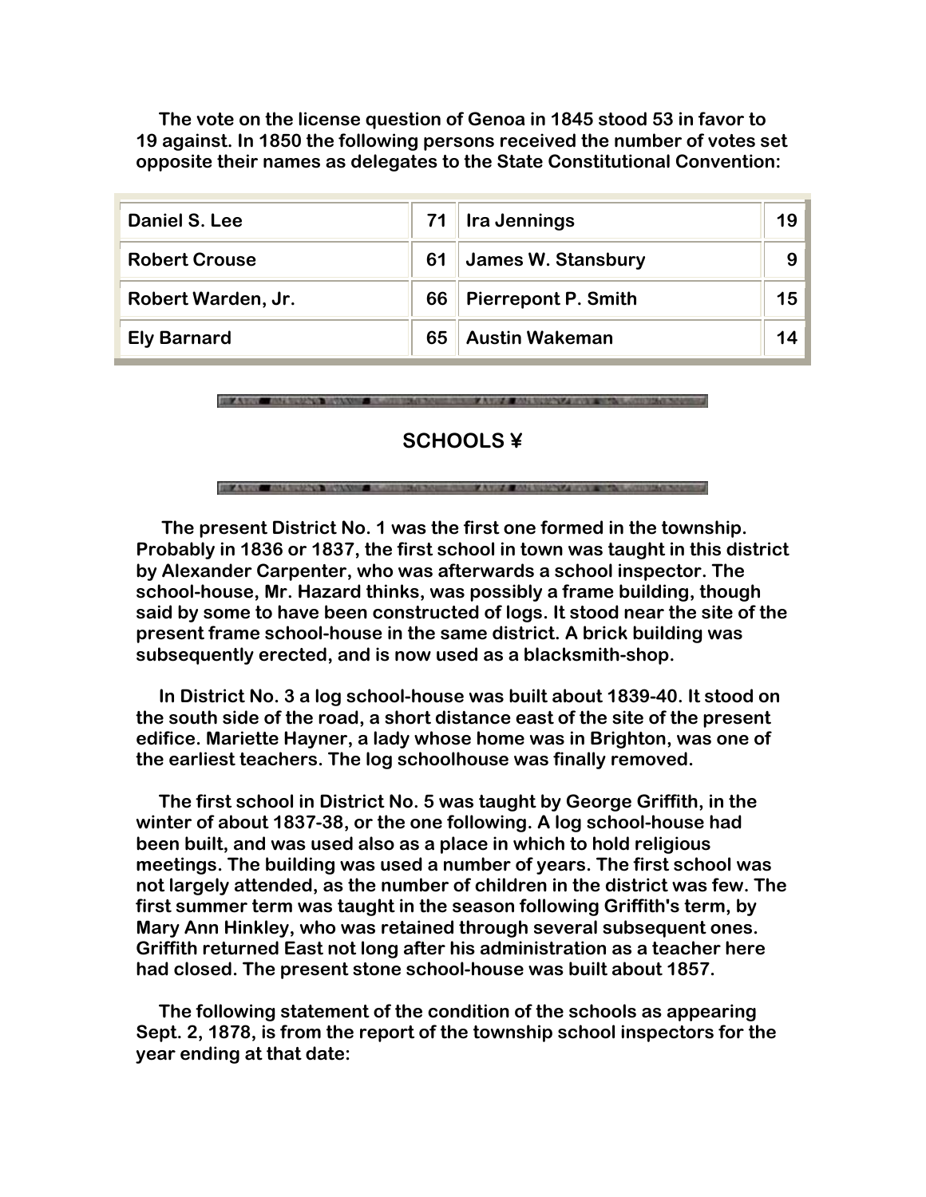The vote on the license question of Genoa in 1845 stood 53 in favor to 19 against. In 1850 the following persons received the number of votes set opposite their names as delegates to the State Constitutional Convention:

| | | | |
|---|---|---|---|
| Daniel S. Lee | 71 | Ira Jennings | 19 |
| Robert Crouse | 61 | James W. Stansbury | 9 |
| Robert Warden, Jr. | 66 | Pierrepont P. Smith | 15 |
| Ely Barnard | 65 | Austin Wakeman | 14 |

## SCHOOLS ¥

The present District No. 1 was the first one formed in the township. Probably in 1836 or 1837, the first school in town was taught in this district by Alexander Carpenter, who was afterwards a school inspector. The school-house, Mr. Hazard thinks, was possibly a frame building, though said by some to have been constructed of logs. It stood near the site of the present frame school-house in the same district. A brick building was subsequently erected, and is now used as a blacksmith-shop.

In District No. 3 a log school-house was built about 1839-40. It stood on the south side of the road, a short distance east of the site of the present edifice. Mariette Hayner, a lady whose home was in Brighton, was one of the earliest teachers. The log schoolhouse was finally removed.

The first school in District No. 5 was taught by George Griffith, in the winter of about 1837-38, or the one following. A log school-house had been built, and was used also as a place in which to hold religious meetings. The building was used a number of years. The first school was not largely attended, as the number of children in the district was few. The first summer term was taught in the season following Griffith's term, by Mary Ann Hinkley, who was retained through several subsequent ones. Griffith returned East not long after his administration as a teacher here had closed. The present stone school-house was built about 1857.

The following statement of the condition of the schools as appearing Sept. 2, 1878, is from the report of the township school inspectors for the year ending at that date: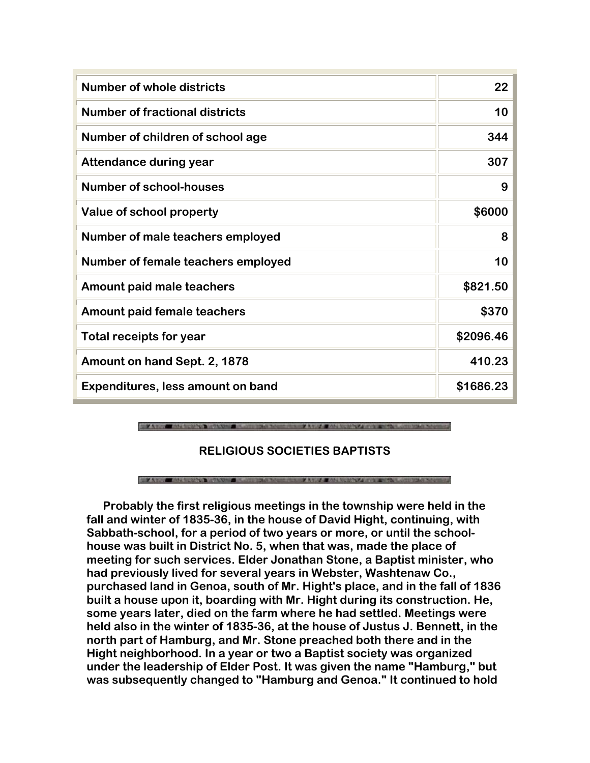| | |
|---|---|
| Number of whole districts | 22 |
| Number of fractional districts | 10 |
| Number of children of school age | 344 |
| Attendance during year | 307 |
| Number of school-houses | 9 |
| Value of school property | $6000 |
| Number of male teachers employed | 8 |
| Number of female teachers employed | 10 |
| Amount paid male teachers | $821.50 |
| Amount paid female teachers | $370 |
| Total receipts for year | $2096.46 |
| Amount on hand Sept. 2, 1878 | 410.23 |
| Expenditures, less amount on band | $1686.23 |

## RELIGIOUS SOCIETIES BAPTISTS

Probably the first religious meetings in the township were held in the fall and winter of 1835-36, in the house of David Hight, continuing, with Sabbath-school, for a period of two years or more, or until the school-house was built in District No. 5, when that was, made the place of meeting for such services. Elder Jonathan Stone, a Baptist minister, who had previously lived for several years in Webster, Washtenaw Co., purchased land in Genoa, south of Mr. Hight's place, and in the fall of 1836 built a house upon it, boarding with Mr. Hight during its construction. He, some years later, died on the farm where he had settled. Meetings were held also in the winter of 1835-36, at the house of Justus J. Bennett, in the north part of Hamburg, and Mr. Stone preached both there and in the Hight neighborhood. In a year or two a Baptist society was organized under the leadership of Elder Post. It was given the name "Hamburg," but was subsequently changed to "Hamburg and Genoa." It continued to hold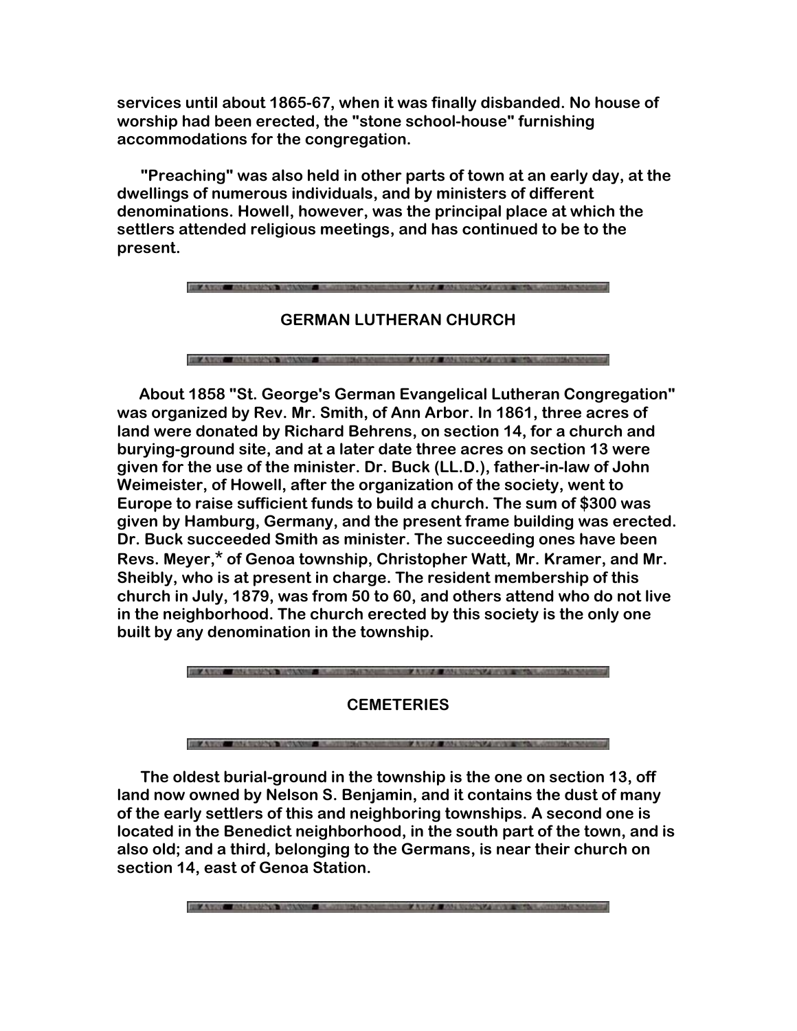services until about 1865-67, when it was finally disbanded. No house of worship had been erected, the "stone school-house" furnishing accommodations for the congregation.

"Preaching" was also held in other parts of town at an early day, at the dwellings of numerous individuals, and by ministers of different denominations. Howell, however, was the principal place at which the settlers attended religious meetings, and has continued to be to the present.

## GERMAN LUTHERAN CHURCH

About 1858 "St. George's German Evangelical Lutheran Congregation" was organized by Rev. Mr. Smith, of Ann Arbor. In 1861, three acres of land were donated by Richard Behrens, on section 14, for a church and burying-ground site, and at a later date three acres on section 13 were given for the use of the minister. Dr. Buck (LL.D.), father-in-law of John Weimeister, of Howell, after the organization of the society, went to Europe to raise sufficient funds to build a church. The sum of $300 was given by Hamburg, Germany, and the present frame building was erected. Dr. Buck succeeded Smith as minister. The succeeding ones have been Revs. Meyer,* of Genoa township, Christopher Watt, Mr. Kramer, and Mr. Sheibly, who is at present in charge. The resident membership of this church in July, 1879, was from 50 to 60, and others attend who do not live in the neighborhood. The church erected by this society is the only one built by any denomination in the township.

## CEMETERIES

The oldest burial-ground in the township is the one on section 13, off land now owned by Nelson S. Benjamin, and it contains the dust of many of the early settlers of this and neighboring townships. A second one is located in the Benedict neighborhood, in the south part of the town, and is also old; and a third, belonging to the Germans, is near their church on section 14, east of Genoa Station.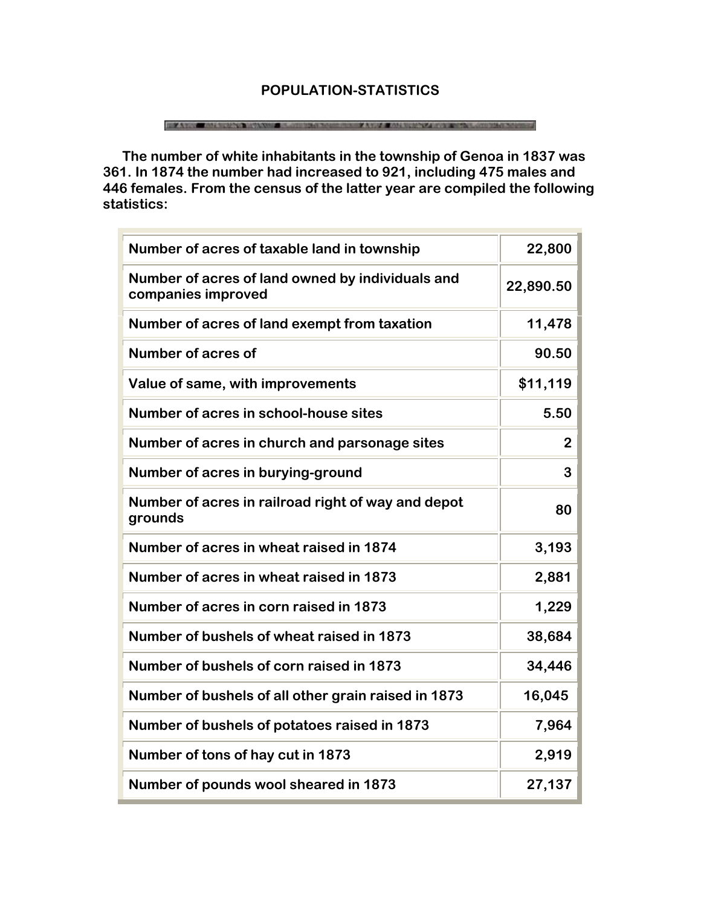# POPULATION-STATISTICS

The number of white inhabitants in the township of Genoa in 1837 was 361. In 1874 the number had increased to 921, including 475 males and 446 females. From the census of the latter year are compiled the following statistics:

| | |
|---|---|
| Number of acres of taxable land in township | 22,800 |
| Number of acres of land owned by individuals and companies improved | 22,890.50 |
| Number of acres of land exempt from taxation | 11,478 |
| Number of acres of | 90.50 |
| Value of same, with improvements | $11,119 |
| Number of acres in school-house sites | 5.50 |
| Number of acres in church and parsonage sites | 2 |
| Number of acres in burying-ground | 3 |
| Number of acres in railroad right of way and depot grounds | 80 |
| Number of acres in wheat raised in 1874 | 3,193 |
| Number of acres in wheat raised in 1873 | 2,881 |
| Number of acres in corn raised in 1873 | 1,229 |
| Number of bushels of wheat raised in 1873 | 38,684 |
| Number of bushels of corn raised in 1873 | 34,446 |
| Number of bushels of all other grain raised in 1873 | 16,045 |
| Number of bushels of potatoes raised in 1873 | 7,964 |
| Number of tons of hay cut in 1873 | 2,919 |
| Number of pounds wool sheared in 1873 | 27,137 |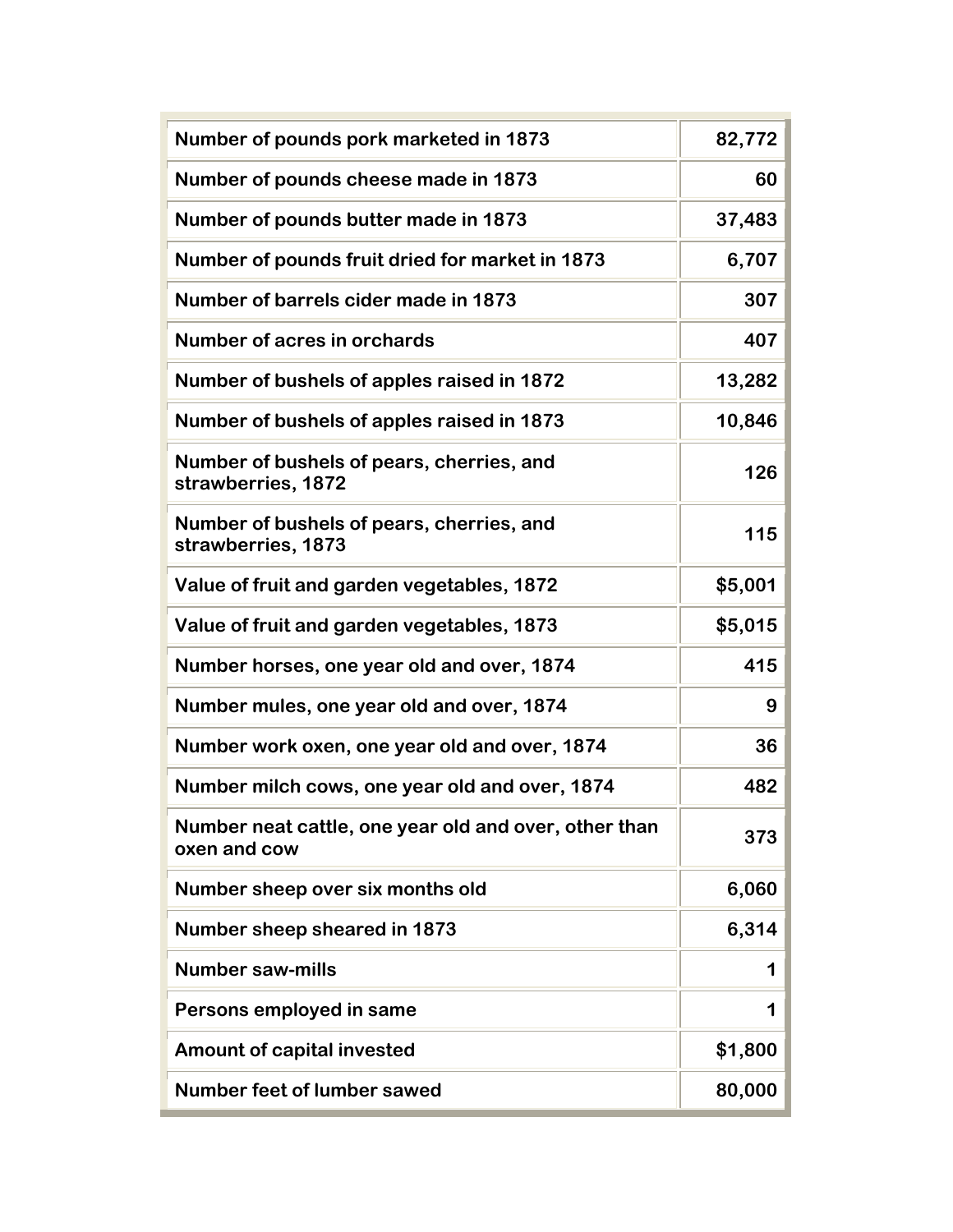| | |
|---|---|
| Number of pounds pork marketed in 1873 | 82,772 |
| Number of pounds cheese made in 1873 | 60 |
| Number of pounds butter made in 1873 | 37,483 |
| Number of pounds fruit dried for market in 1873 | 6,707 |
| Number of barrels cider made in 1873 | 307 |
| Number of acres in orchards | 407 |
| Number of bushels of apples raised in 1872 | 13,282 |
| Number of bushels of apples raised in 1873 | 10,846 |
| Number of bushels of pears, cherries, and strawberries, 1872 | 126 |
| Number of bushels of pears, cherries, and strawberries, 1873 | 115 |
| Value of fruit and garden vegetables, 1872 | $5,001 |
| Value of fruit and garden vegetables, 1873 | $5,015 |
| Number horses, one year old and over, 1874 | 415 |
| Number mules, one year old and over, 1874 | 9 |
| Number work oxen, one year old and over, 1874 | 36 |
| Number milch cows, one year old and over, 1874 | 482 |
| Number neat cattle, one year old and over, other than oxen and cow | 373 |
| Number sheep over six months old | 6,060 |
| Number sheep sheared in 1873 | 6,314 |
| Number saw-mills | 1 |
| Persons employed in same | 1 |
| Amount of capital invested | $1,800 |
| Number feet of lumber sawed | 80,000 |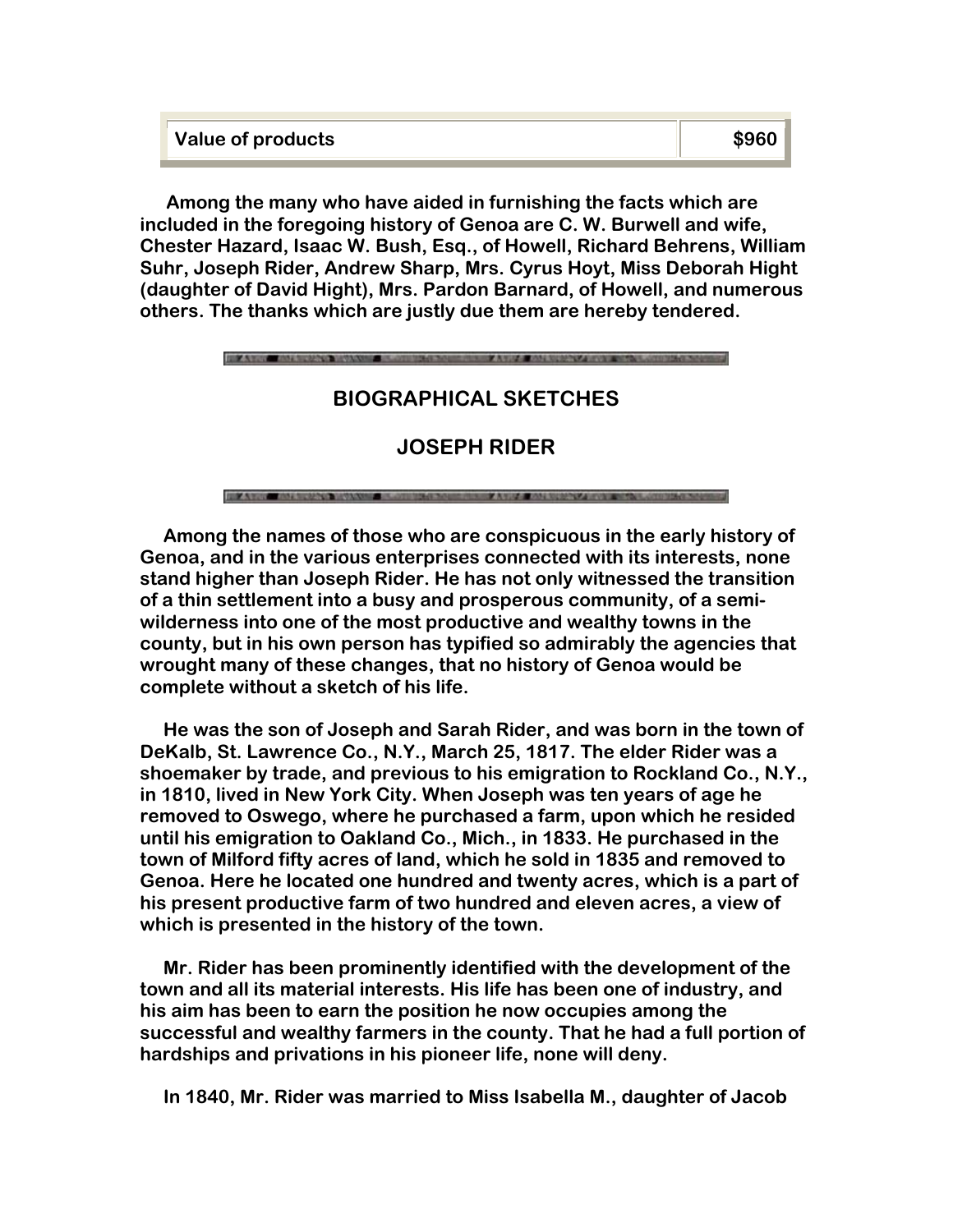| Value of products | $960 |
|---|---|

Among the many who have aided in furnishing the facts which are included in the foregoing history of Genoa are C. W. Burwell and wife, Chester Hazard, Isaac W. Bush, Esq., of Howell, Richard Behrens, William Suhr, Joseph Rider, Andrew Sharp, Mrs. Cyrus Hoyt, Miss Deborah Hight (daughter of David Hight), Mrs. Pardon Barnard, of Howell, and numerous others. The thanks which are justly due them are hereby tendered.

## BIOGRAPHICAL SKETCHES

## JOSEPH RIDER

Among the names of those who are conspicuous in the early history of Genoa, and in the various enterprises connected with its interests, none stand higher than Joseph Rider. He has not only witnessed the transition of a thin settlement into a busy and prosperous community, of a semi-wilderness into one of the most productive and wealthy towns in the county, but in his own person has typified so admirably the agencies that wrought many of these changes, that no history of Genoa would be complete without a sketch of his life.

He was the son of Joseph and Sarah Rider, and was born in the town of DeKalb, St. Lawrence Co., N.Y., March 25, 1817. The elder Rider was a shoemaker by trade, and previous to his emigration to Rockland Co., N.Y., in 1810, lived in New York City. When Joseph was ten years of age he removed to Oswego, where he purchased a farm, upon which he resided until his emigration to Oakland Co., Mich., in 1833. He purchased in the town of Milford fifty acres of land, which he sold in 1835 and removed to Genoa. Here he located one hundred and twenty acres, which is a part of his present productive farm of two hundred and eleven acres, a view of which is presented in the history of the town.

Mr. Rider has been prominently identified with the development of the town and all its material interests. His life has been one of industry, and his aim has been to earn the position he now occupies among the successful and wealthy farmers in the county. That he had a full portion of hardships and privations in his pioneer life, none will deny.

In 1840, Mr. Rider was married to Miss Isabella M., daughter of Jacob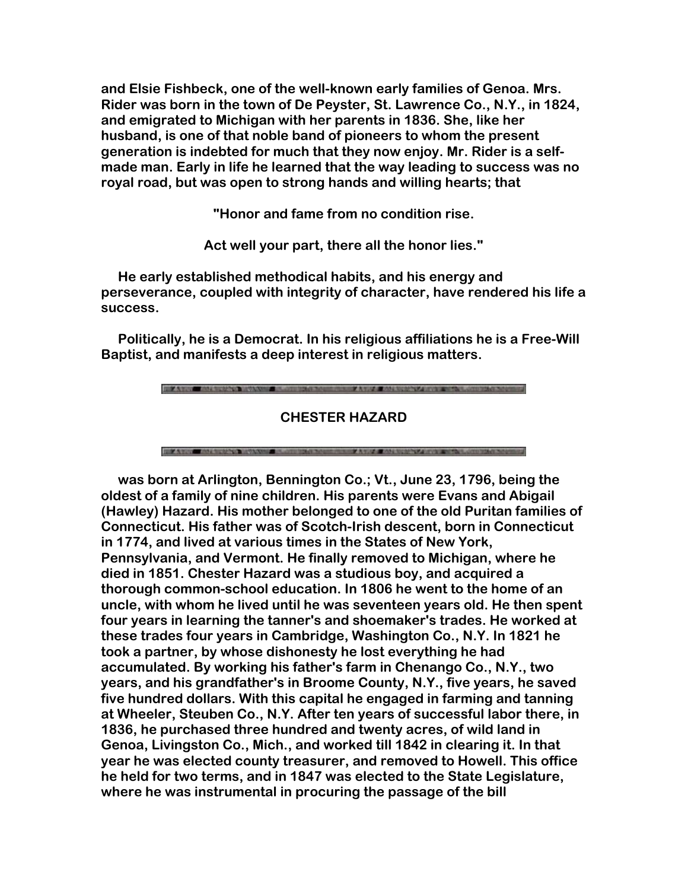and Elsie Fishbeck, one of the well-known early families of Genoa. Mrs. Rider was born in the town of De Peyster, St. Lawrence Co., N.Y., in 1824, and emigrated to Michigan with her parents in 1836. She, like her husband, is one of that noble band of pioneers to whom the present generation is indebted for much that they now enjoy. Mr. Rider is a self-made man. Early in life he learned that the way leading to success was no royal road, but was open to strong hands and willing hearts; that

"Honor and fame from no condition rise.

Act well your part, there all the honor lies."

He early established methodical habits, and his energy and perseverance, coupled with integrity of character, have rendered his life a success.

Politically, he is a Democrat. In his religious affiliations he is a Free-Will Baptist, and manifests a deep interest in religious matters.

## CHESTER HAZARD

was born at Arlington, Bennington Co.; Vt., June 23, 1796, being the oldest of a family of nine children. His parents were Evans and Abigail (Hawley) Hazard. His mother belonged to one of the old Puritan families of Connecticut. His father was of Scotch-Irish descent, born in Connecticut in 1774, and lived at various times in the States of New York, Pennsylvania, and Vermont. He finally removed to Michigan, where he died in 1851. Chester Hazard was a studious boy, and acquired a thorough common-school education. In 1806 he went to the home of an uncle, with whom he lived until he was seventeen years old. He then spent four years in learning the tanner's and shoemaker's trades. He worked at these trades four years in Cambridge, Washington Co., N.Y. In 1821 he took a partner, by whose dishonesty he lost everything he had accumulated. By working his father's farm in Chenango Co., N.Y., two years, and his grandfather's in Broome County, N.Y., five years, he saved five hundred dollars. With this capital he engaged in farming and tanning at Wheeler, Steuben Co., N.Y. After ten years of successful labor there, in 1836, he purchased three hundred and twenty acres, of wild land in Genoa, Livingston Co., Mich., and worked till 1842 in clearing it. In that year he was elected county treasurer, and removed to Howell. This office he held for two terms, and in 1847 was elected to the State Legislature, where he was instrumental in procuring the passage of the bill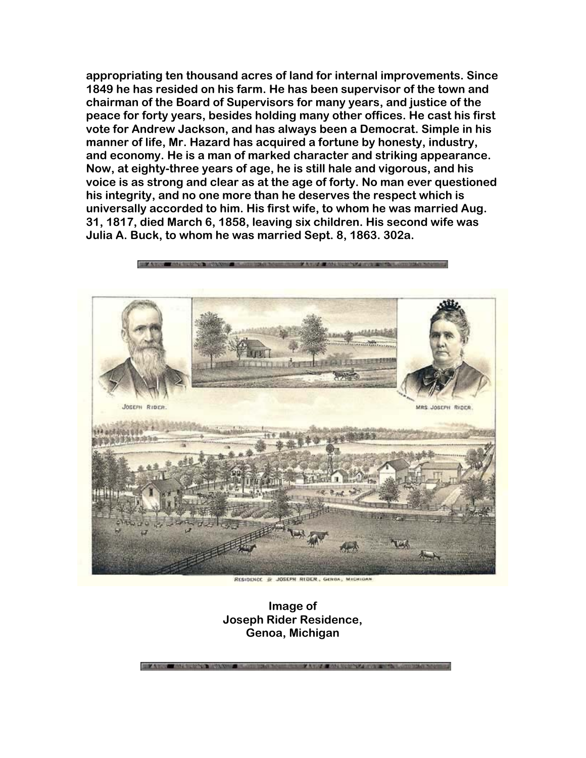appropriating ten thousand acres of land for internal improvements. Since 1849 he has resided on his farm. He has been supervisor of the town and chairman of the Board of Supervisors for many years, and justice of the peace for forty years, besides holding many other offices. He cast his first vote for Andrew Jackson, and has always been a Democrat. Simple in his manner of life, Mr. Hazard has acquired a fortune by honesty, industry, and economy. He is a man of marked character and striking appearance. Now, at eighty-three years of age, he is still hale and vigorous, and his voice is as strong and clear as at the age of forty. No man ever questioned his integrity, and no one more than he deserves the respect which is universally accorded to him. His first wife, to whom he was married Aug. 31, 1817, died March 6, 1858, leaving six children. His second wife was Julia A. Buck, to whom he was married Sept. 8, 1863. 302a.

JOSEPH RIDER.

MRS. JOSEPH RIDER.

RESIDENCE OF JOSEPH RIDER, GENOA, MICHIGAN

**Image of**
**Joseph Rider Residence,**
**Genoa, Michigan**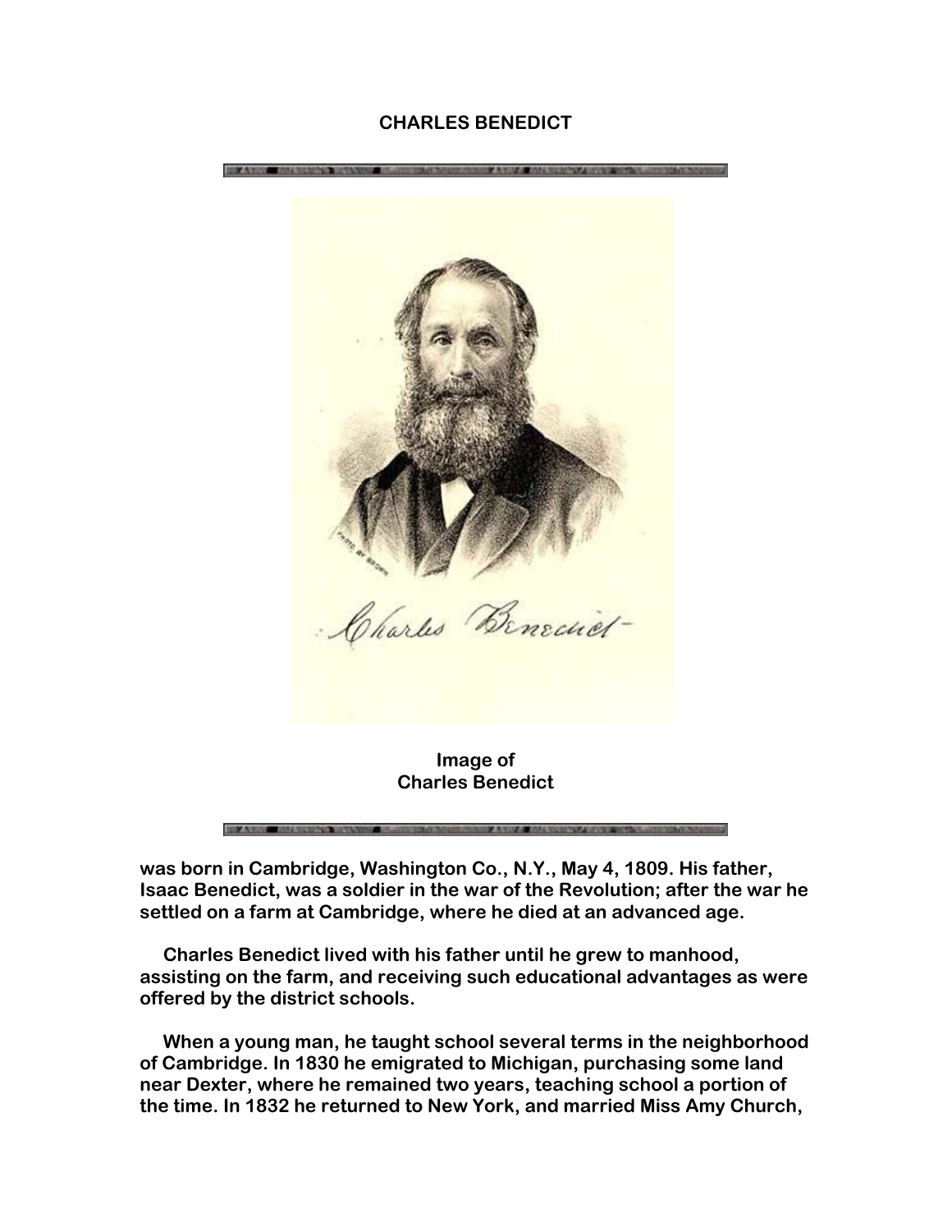# CHARLES BENEDICT

Image of
Charles Benedict

was born in Cambridge, Washington Co., N.Y., May 4, 1809. His father, Isaac Benedict, was a soldier in the war of the Revolution; after the war he settled on a farm at Cambridge, where he died at an advanced age.

Charles Benedict lived with his father until he grew to manhood, assisting on the farm, and receiving such educational advantages as were offered by the district schools.

When a young man, he taught school several terms in the neighborhood of Cambridge. In 1830 he emigrated to Michigan, purchasing some land near Dexter, where he remained two years, teaching school a portion of the time. In 1832 he returned to New York, and married Miss Amy Church,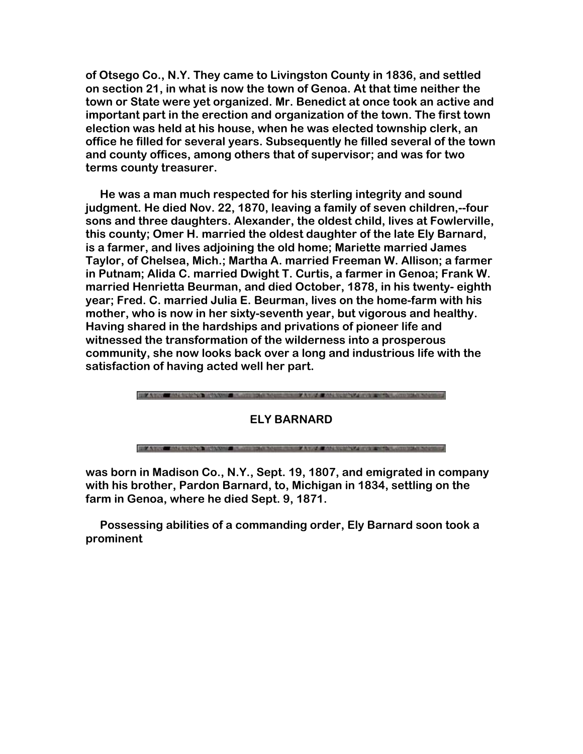of Otsego Co., N.Y. They came to Livingston County in 1836, and settled on section 21, in what is now the town of Genoa. At that time neither the town or State were yet organized. Mr. Benedict at once took an active and important part in the erection and organization of the town. The first town election was held at his house, when he was elected township clerk, an office he filled for several years. Subsequently he filled several of the town and county offices, among others that of supervisor; and was for two terms county treasurer.

He was a man much respected for his sterling integrity and sound judgment. He died Nov. 22, 1870, leaving a family of seven children,--four sons and three daughters. Alexander, the oldest child, lives at Fowlerville, this county; Omer H. married the oldest daughter of the late Ely Barnard, is a farmer, and lives adjoining the old home; Mariette married James Taylor, of Chelsea, Mich.; Martha A. married Freeman W. Allison; a farmer in Putnam; Alida C. married Dwight T. Curtis, a farmer in Genoa; Frank W. married Henrietta Beurman, and died October, 1878, in his twenty- eighth year; Fred. C. married Julia E. Beurman, lives on the home-farm with his mother, who is now in her sixty-seventh year, but vigorous and healthy. Having shared in the hardships and privations of pioneer life and witnessed the transformation of the wilderness into a prosperous community, she now looks back over a long and industrious life with the satisfaction of having acted well her part.

## ELY BARNARD

was born in Madison Co., N.Y., Sept. 19, 1807, and emigrated in company with his brother, Pardon Barnard, to, Michigan in 1834, settling on the farm in Genoa, where he died Sept. 9, 1871.

Possessing abilities of a commanding order, Ely Barnard soon took a prominent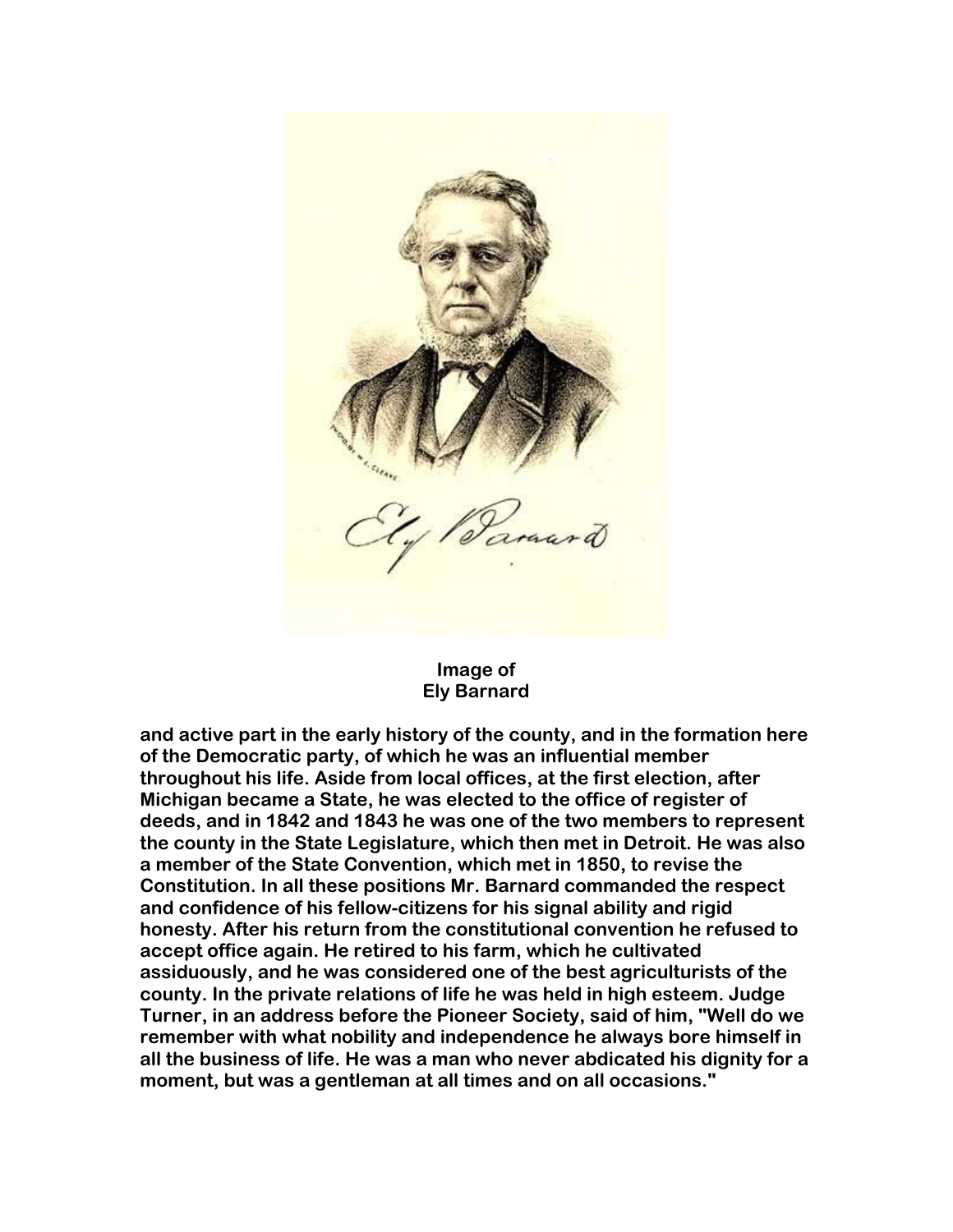Image of
Ely Barnard

and active part in the early history of the county, and in the formation here of the Democratic party, of which he was an influential member throughout his life. Aside from local offices, at the first election, after Michigan became a State, he was elected to the office of register of deeds, and in 1842 and 1843 he was one of the two members to represent the county in the State Legislature, which then met in Detroit. He was also a member of the State Convention, which met in 1850, to revise the Constitution. In all these positions Mr. Barnard commanded the respect and confidence of his fellow-citizens for his signal ability and rigid honesty. After his return from the constitutional convention he refused to accept office again. He retired to his farm, which he cultivated assiduously, and he was considered one of the best agriculturists of the county. In the private relations of life he was held in high esteem. Judge Turner, in an address before the Pioneer Society, said of him, "Well do we remember with what nobility and independence he always bore himself in all the business of life. He was a man who never abdicated his dignity for a moment, but was a gentleman at all times and on all occasions."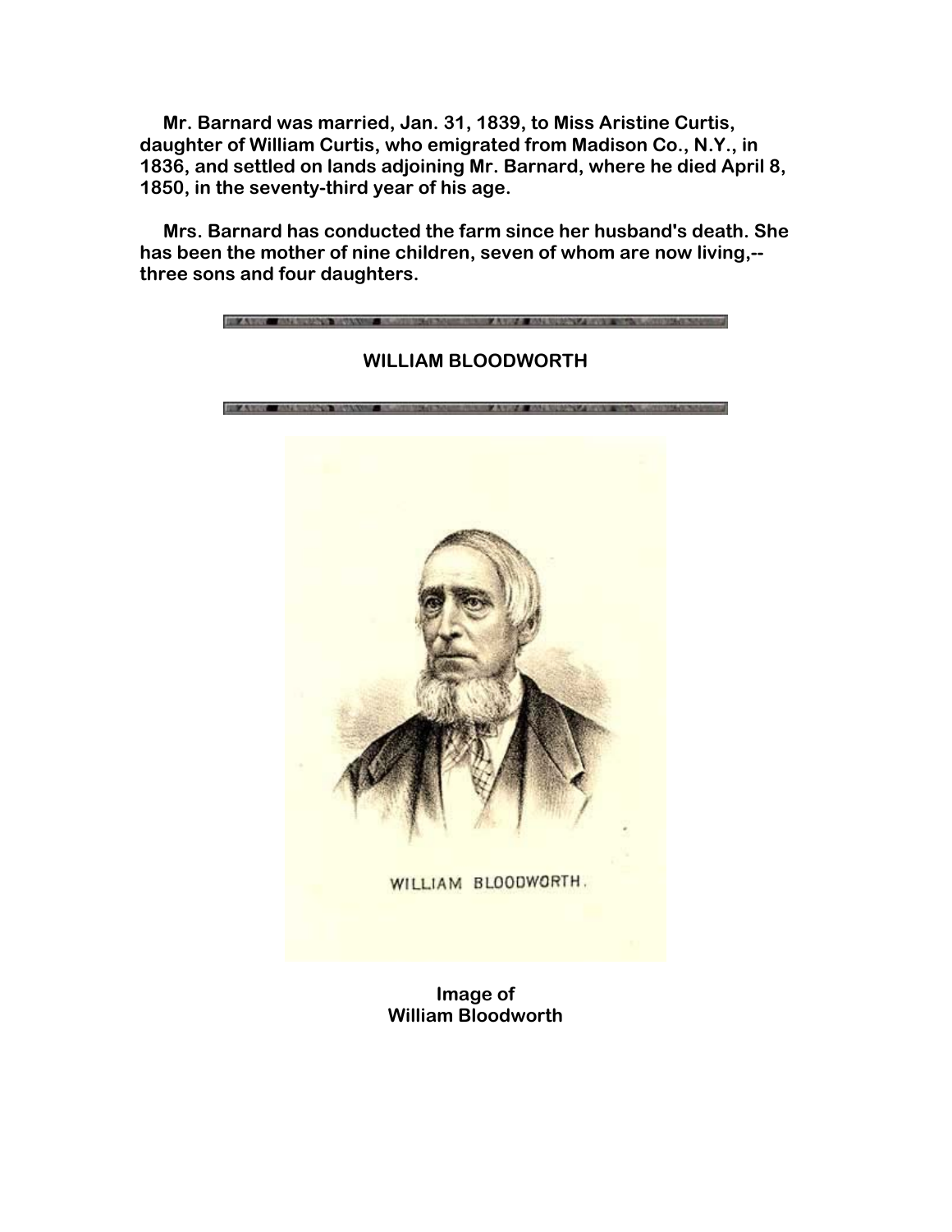Mr. Barnard was married, Jan. 31, 1839, to Miss Aristine Curtis, daughter of William Curtis, who emigrated from Madison Co., N.Y., in 1836, and settled on lands adjoining Mr. Barnard, where he died April 8, 1850, in the seventy-third year of his age.

Mrs. Barnard has conducted the farm since her husband's death. She has been the mother of nine children, seven of whom are now living,--three sons and four daughters.

## WILLIAM BLOODWORTH

WILLIAM BLOODWORTH.

Image of
William Bloodworth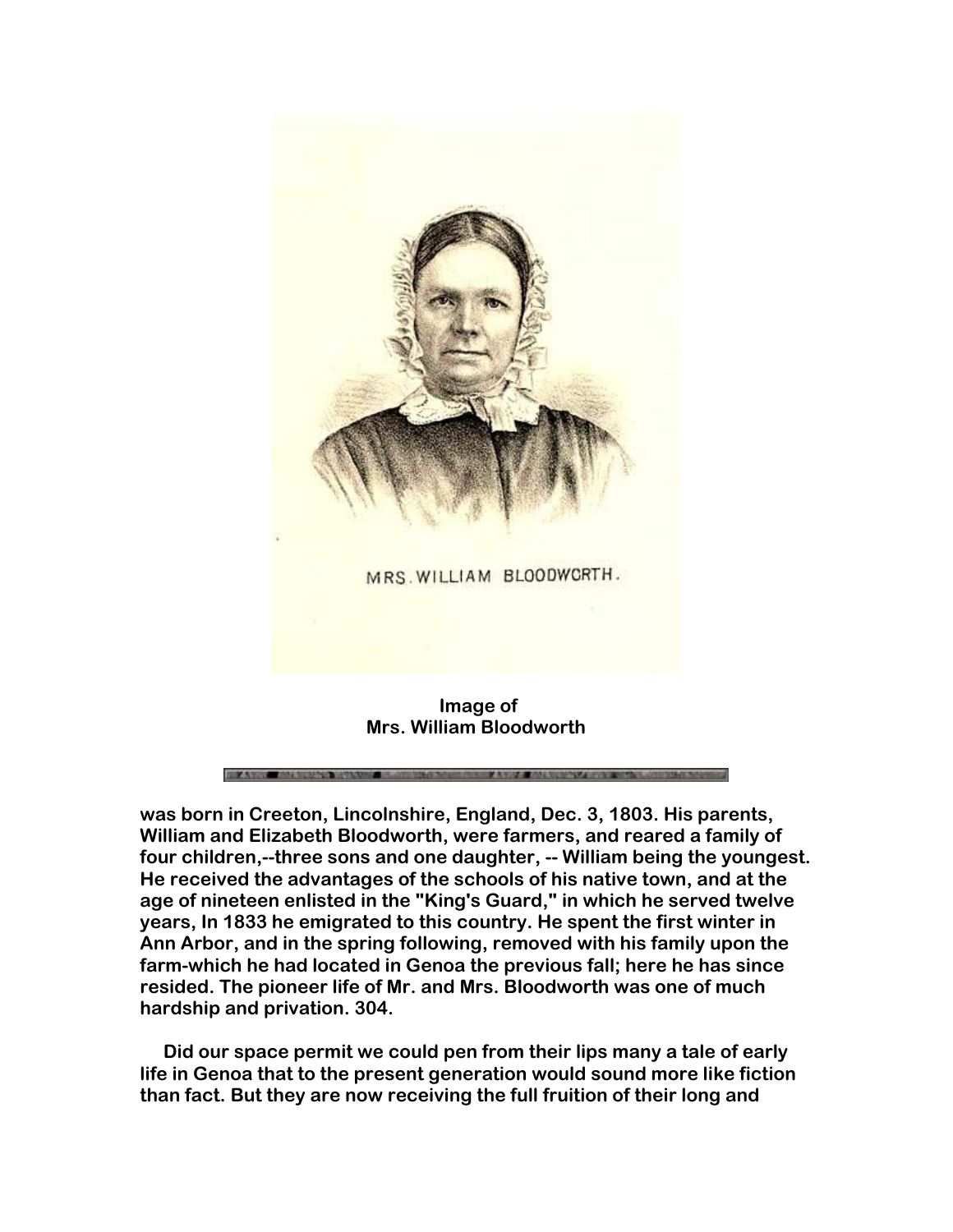MRS. WILLIAM BLOODWORTH.

**Image of**
**Mrs. William Bloodworth**

**was born in Creeton, Lincolnshire, England, Dec. 3, 1803. His parents, William and Elizabeth Bloodworth, were farmers, and reared a family of four children,--three sons and one daughter, -- William being the youngest. He received the advantages of the schools of his native town, and at the age of nineteen enlisted in the "King's Guard," in which he served twelve years, In 1833 he emigrated to this country. He spent the first winter in Ann Arbor, and in the spring following, removed with his family upon the farm-which he had located in Genoa the previous fall; here he has since resided. The pioneer life of Mr. and Mrs. Bloodworth was one of much hardship and privation. 304.**

**Did our space permit we could pen from their lips many a tale of early life in Genoa that to the present generation would sound more like fiction than fact. But they are now receiving the full fruition of their long and**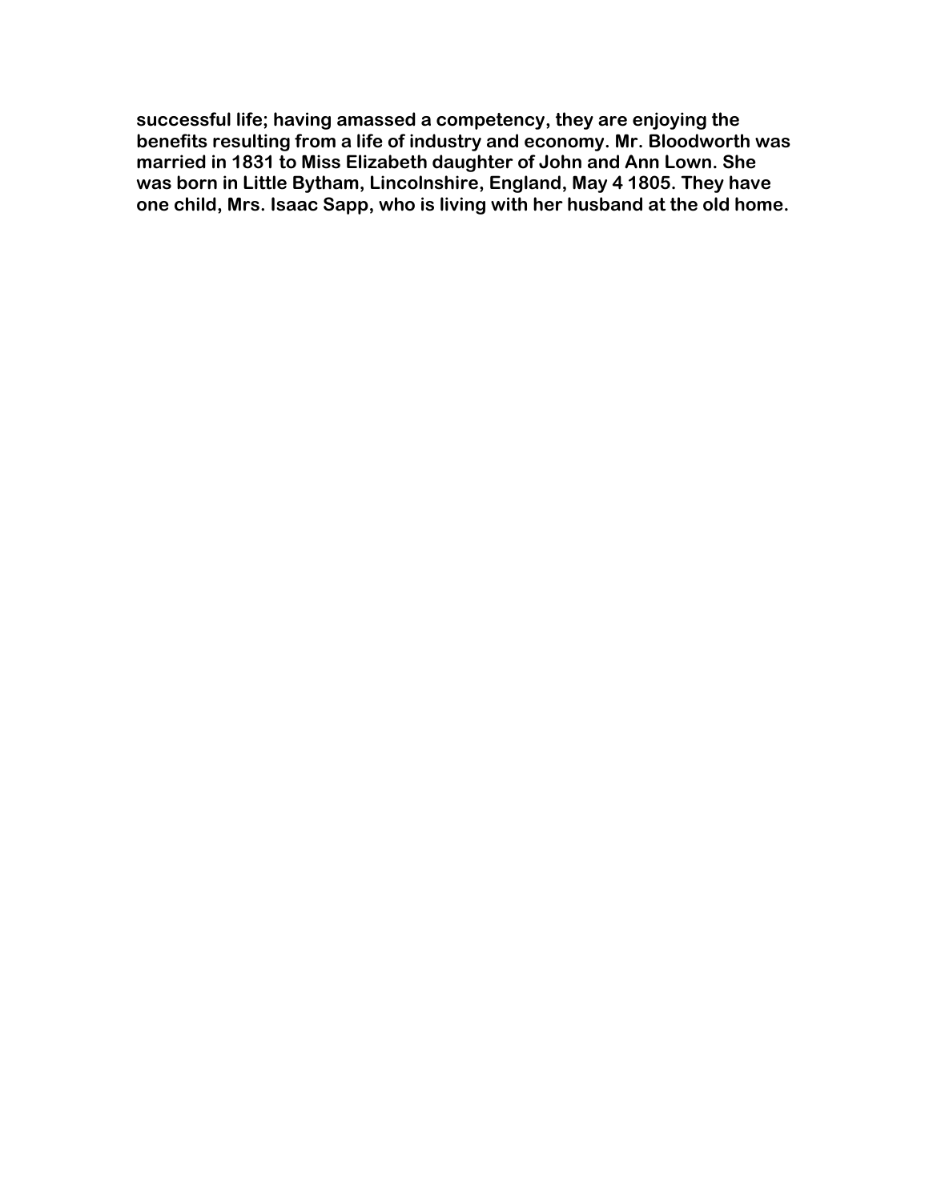successful life; having amassed a competency, they are enjoying the benefits resulting from a life of industry and economy. Mr. Bloodworth was married in 1831 to Miss Elizabeth daughter of John and Ann Lown. She was born in Little Bytham, Lincolnshire, England, May 4 1805. They have one child, Mrs. Isaac Sapp, who is living with her husband at the old home.